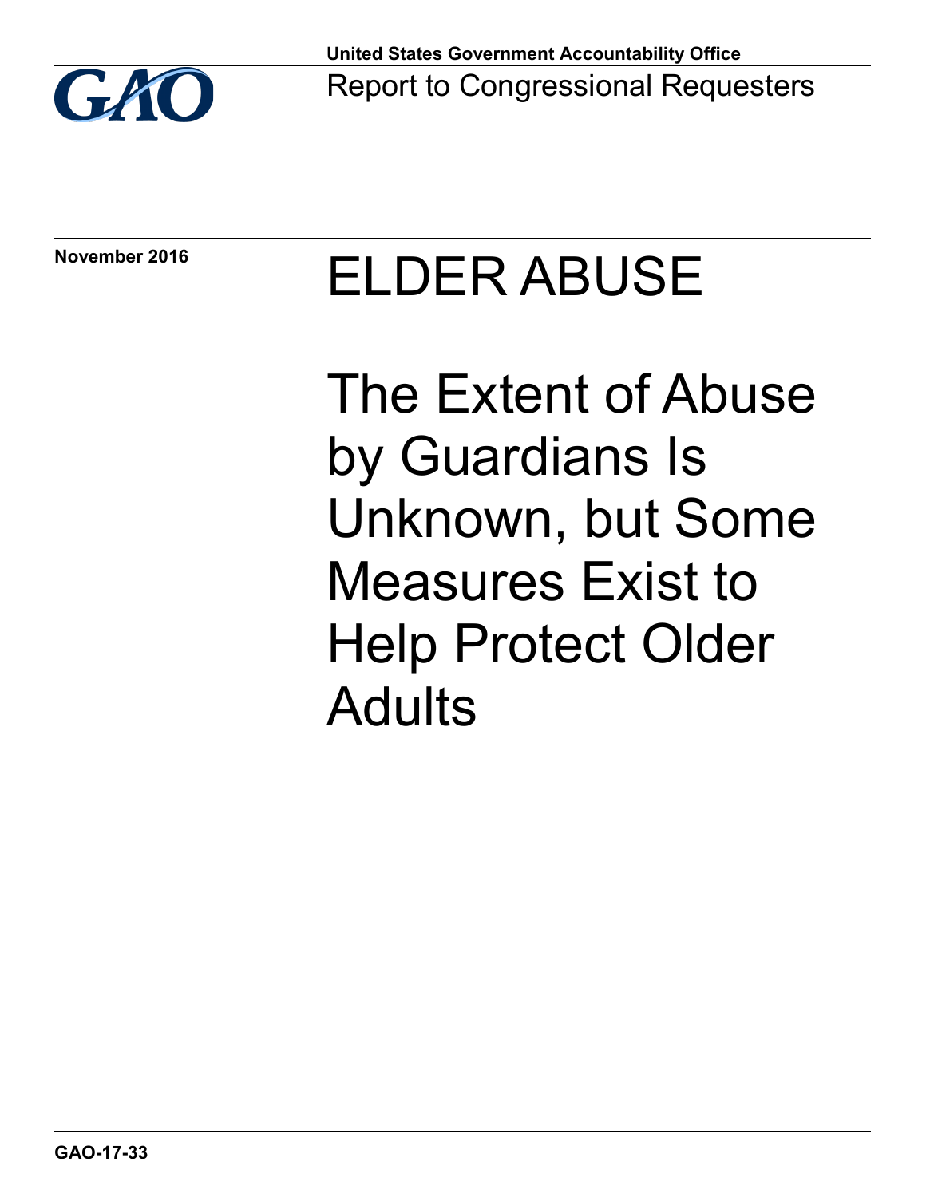United States Government Accountability Office

Report to Congressional Requesters

November 2016

# ELDER ABUSE

## The Extent of Abuse by Guardians Is Unknown, but Some Measures Exist to Help Protect Older Adults

GAO-17-33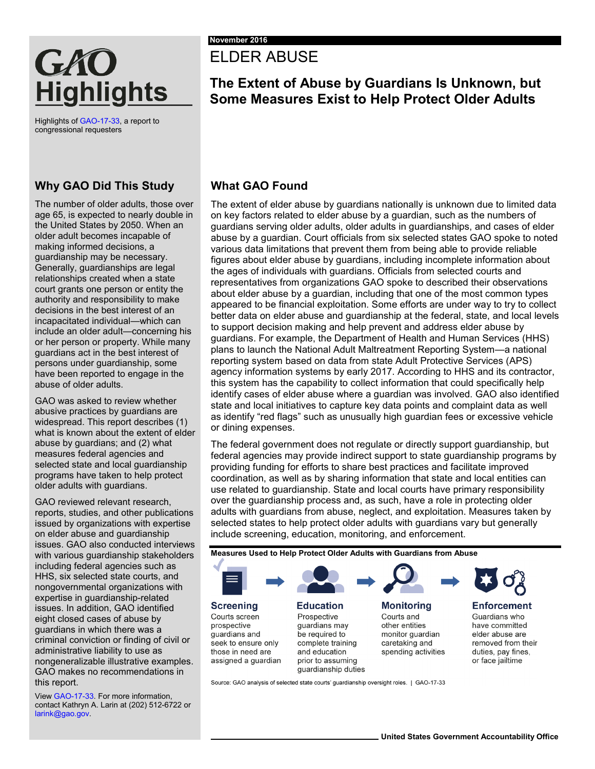# GAO Highlights

Highlights of GAO-17-33, a report to congressional requesters

November 2016

# ELDER ABUSE

## The Extent of Abuse by Guardians Is Unknown, but Some Measures Exist to Help Protect Older Adults

### Why GAO Did This Study

The number of older adults, those over age 65, is expected to nearly double in the United States by 2050. When an older adult becomes incapable of making informed decisions, a guardianship may be necessary. Generally, guardianships are legal relationships created when a state court grants one person or entity the authority and responsibility to make decisions in the best interest of an incapacitated individual—which can include an older adult—concerning his or her person or property. While many guardians act in the best interest of persons under guardianship, some have been reported to engage in the abuse of older adults.

GAO was asked to review whether abusive practices by guardians are widespread. This report describes (1) what is known about the extent of elder abuse by guardians; and (2) what measures federal agencies and selected state and local guardianship programs have taken to help protect older adults with guardians.

GAO reviewed relevant research, reports, studies, and other publications issued by organizations with expertise on elder abuse and guardianship issues. GAO also conducted interviews with various guardianship stakeholders including federal agencies such as HHS, six selected state courts, and nongovernmental organizations with expertise in guardianship-related issues. In addition, GAO identified eight closed cases of abuse by guardians in which there was a criminal conviction or finding of civil or administrative liability to use as nongeneralizable illustrative examples. GAO makes no recommendations in this report.

View GAO-17-33. For more information, contact Kathryn A. Larin at (202) 512-6722 or larink@gao.gov.

### What GAO Found

The extent of elder abuse by guardians nationally is unknown due to limited data on key factors related to elder abuse by a guardian, such as the numbers of guardians serving older adults, older adults in guardianships, and cases of elder abuse by a guardian. Court officials from six selected states GAO spoke to noted various data limitations that prevent them from being able to provide reliable figures about elder abuse by guardians, including incomplete information about the ages of individuals with guardians. Officials from selected courts and representatives from organizations GAO spoke to described their observations about elder abuse by a guardian, including that one of the most common types appeared to be financial exploitation. Some efforts are under way to try to collect better data on elder abuse and guardianship at the federal, state, and local levels to support decision making and help prevent and address elder abuse by guardians. For example, the Department of Health and Human Services (HHS) plans to launch the National Adult Maltreatment Reporting System—a national reporting system based on data from state Adult Protective Services (APS) agency information systems by early 2017. According to HHS and its contractor, this system has the capability to collect information that could specifically help identify cases of elder abuse where a guardian was involved. GAO also identified state and local initiatives to capture key data points and complaint data as well as identify "red flags" such as unusually high guardian fees or excessive vehicle or dining expenses.

The federal government does not regulate or directly support guardianship, but federal agencies may provide indirect support to state guardianship programs by providing funding for efforts to share best practices and facilitate improved coordination, as well as by sharing information that state and local entities can use related to guardianship. State and local courts have primary responsibility over the guardianship process and, as such, have a role in protecting older adults with guardians from abuse, neglect, and exploitation. Measures taken by selected states to help protect older adults with guardians vary but generally include screening, education, monitoring, and enforcement.

**Measures Used to Help Protect Older Adults with Guardians from Abuse**

**Screening** → **Education** → **Monitoring** → **Enforcement**

- **Screening**: Courts screen prospective guardians and seek to ensure only those in need are assigned a guardian
- **Education**: Prospective guardians may be required to complete training and education prior to assuming guardianship duties
- **Monitoring**: Courts and other entities monitor guardian caretaking and spending activities
- **Enforcement**: Guardians who have committed elder abuse are removed from their duties, pay fines, or face jailtime

Source: GAO analysis of selected state courts' guardianship oversight roles. | GAO-17-33

United States Government Accountability Office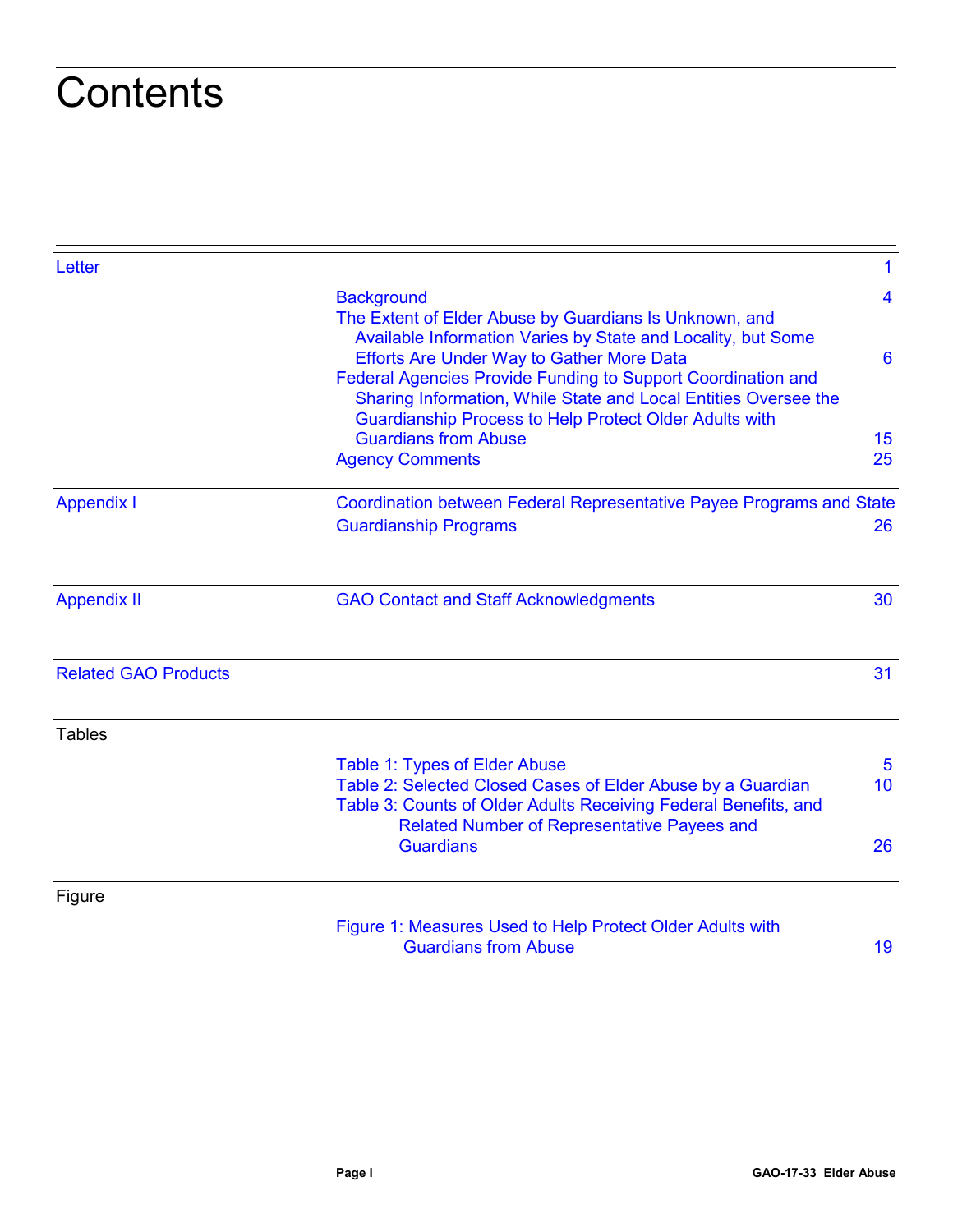# Contents

| | | |
|---|---|---|
| Letter | | 1 |
| | Background | 4 |
| | The Extent of Elder Abuse by Guardians Is Unknown, and Available Information Varies by State and Locality, but Some Efforts Are Under Way to Gather More Data | 6 |
| | Federal Agencies Provide Funding to Support Coordination and Sharing Information, While State and Local Entities Oversee the Guardianship Process to Help Protect Older Adults with Guardians from Abuse | 15 |
| | Agency Comments | 25 |
| Appendix I | Coordination between Federal Representative Payee Programs and State Guardianship Programs | 26 |
| Appendix II | GAO Contact and Staff Acknowledgments | 30 |
| Related GAO Products | | 31 |
| Tables | | |
| | Table 1: Types of Elder Abuse | 5 |
| | Table 2: Selected Closed Cases of Elder Abuse by a Guardian | 10 |
| | Table 3: Counts of Older Adults Receiving Federal Benefits, and Related Number of Representative Payees and Guardians | 26 |
| Figure | | |
| | Figure 1: Measures Used to Help Protect Older Adults with Guardians from Abuse | 19 |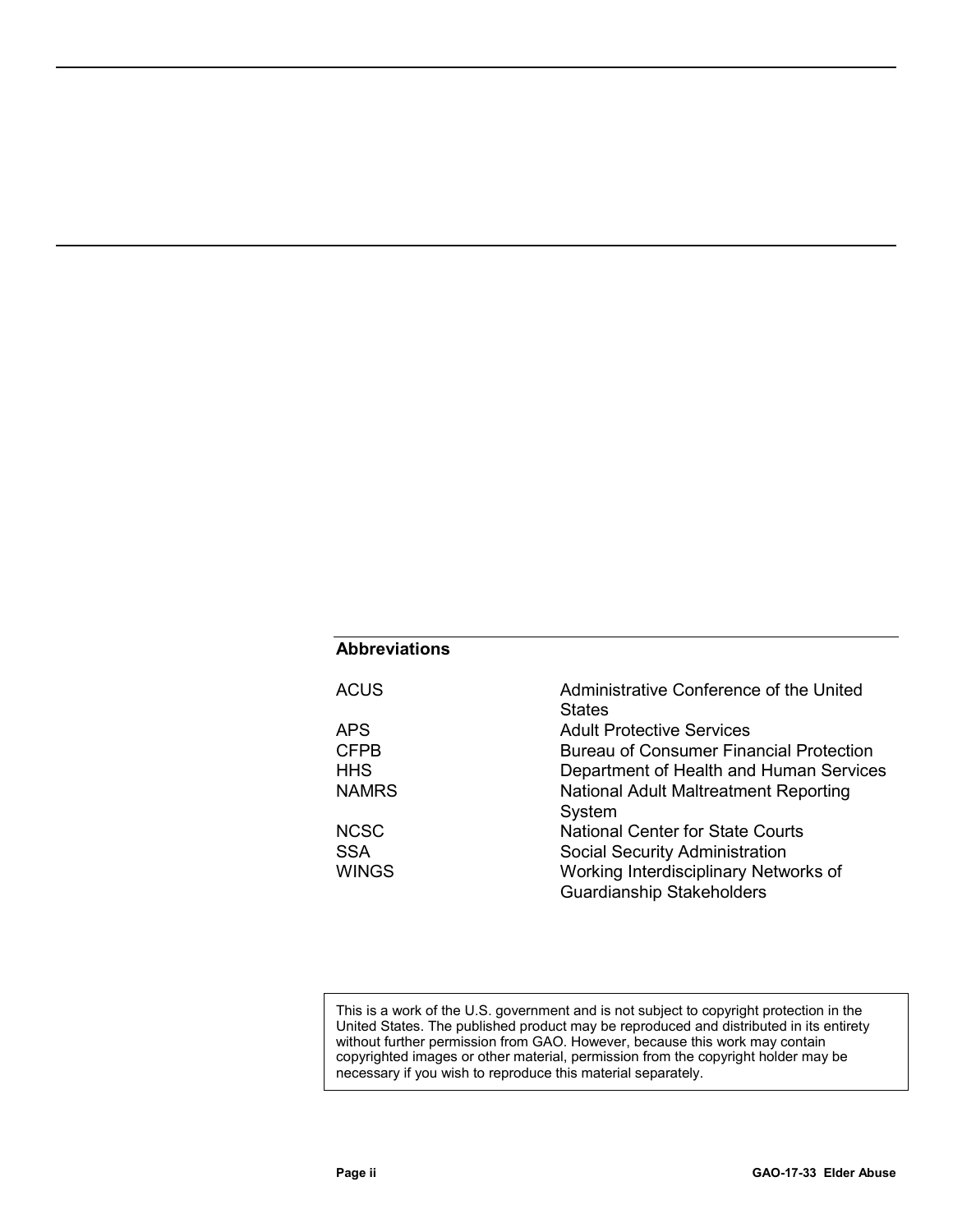## Abbreviations

| | |
|---|---|
| ACUS | Administrative Conference of the United States |
| APS | Adult Protective Services |
| CFPB | Bureau of Consumer Financial Protection |
| HHS | Department of Health and Human Services |
| NAMRS | National Adult Maltreatment Reporting System |
| NCSC | National Center for State Courts |
| SSA | Social Security Administration |
| WINGS | Working Interdisciplinary Networks of Guardianship Stakeholders |

This is a work of the U.S. government and is not subject to copyright protection in the United States. The published product may be reproduced and distributed in its entirety without further permission from GAO. However, because this work may contain copyrighted images or other material, permission from the copyright holder may be necessary if you wish to reproduce this material separately.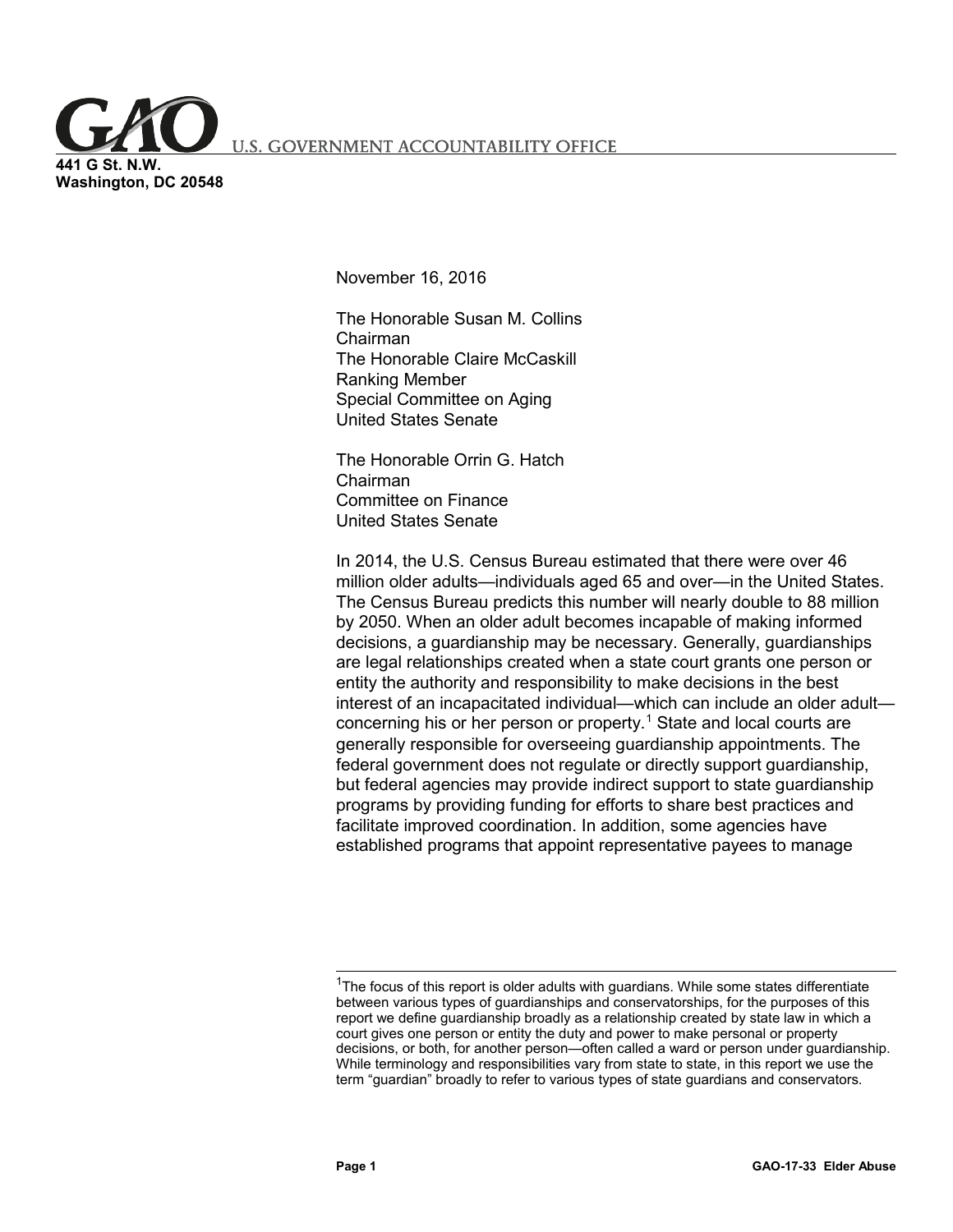U.S. GOVERNMENT ACCOUNTABILITY OFFICE

**441 G St. N.W.**
**Washington, DC 20548**

November 16, 2016

The Honorable Susan M. Collins
Chairman
The Honorable Claire McCaskill
Ranking Member
Special Committee on Aging
United States Senate

The Honorable Orrin G. Hatch
Chairman
Committee on Finance
United States Senate

In 2014, the U.S. Census Bureau estimated that there were over 46 million older adults—individuals aged 65 and over—in the United States. The Census Bureau predicts this number will nearly double to 88 million by 2050. When an older adult becomes incapable of making informed decisions, a guardianship may be necessary. Generally, guardianships are legal relationships created when a state court grants one person or entity the authority and responsibility to make decisions in the best interest of an incapacitated individual—which can include an older adult—concerning his or her person or property.[1] State and local courts are generally responsible for overseeing guardianship appointments. The federal government does not regulate or directly support guardianship, but federal agencies may provide indirect support to state guardianship programs by providing funding for efforts to share best practices and facilitate improved coordination. In addition, some agencies have established programs that appoint representative payees to manage

[1]The focus of this report is older adults with guardians. While some states differentiate between various types of guardianships and conservatorships, for the purposes of this report we define guardianship broadly as a relationship created by state law in which a court gives one person or entity the duty and power to make personal or property decisions, or both, for another person—often called a ward or person under guardianship. While terminology and responsibilities vary from state to state, in this report we use the term "guardian" broadly to refer to various types of state guardians and conservators.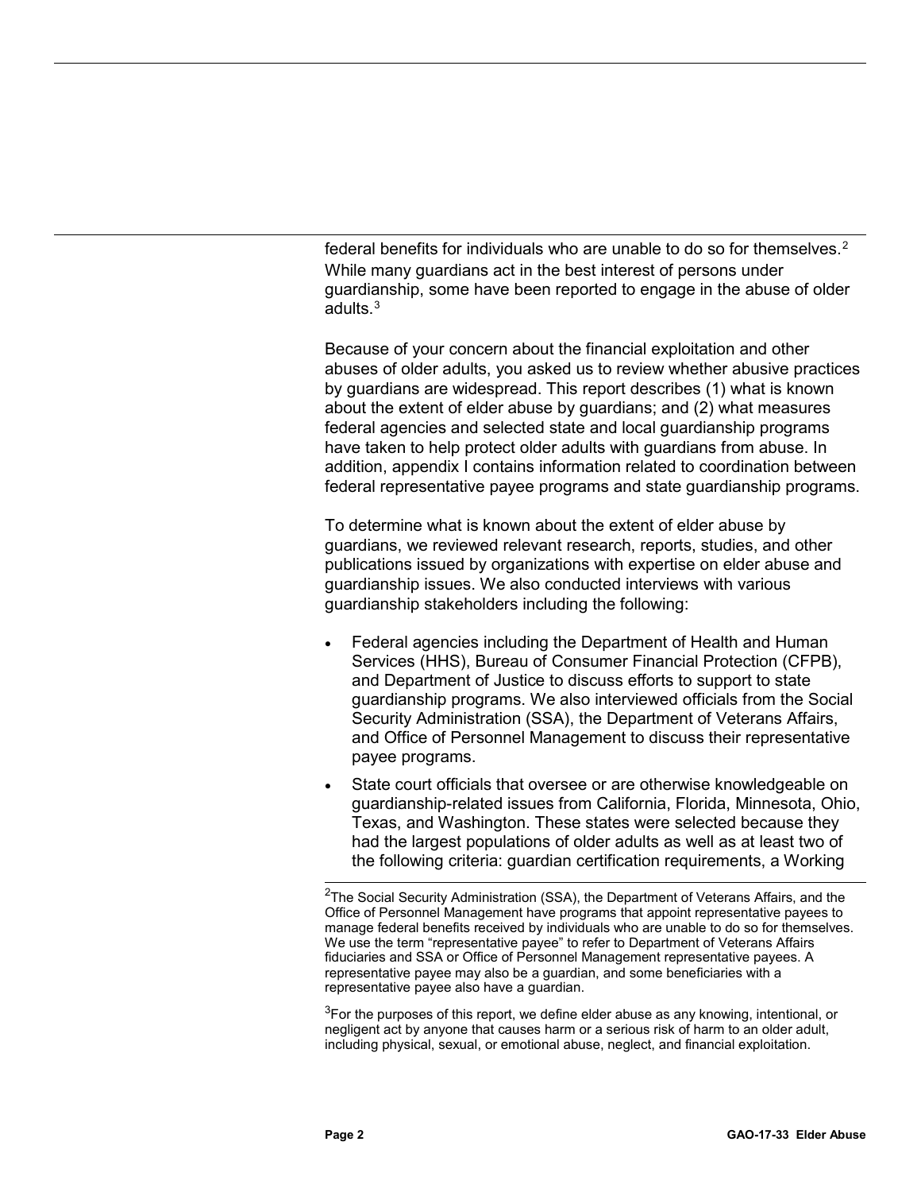federal benefits for individuals who are unable to do so for themselves.[2] While many guardians act in the best interest of persons under guardianship, some have been reported to engage in the abuse of older adults.[3]

Because of your concern about the financial exploitation and other abuses of older adults, you asked us to review whether abusive practices by guardians are widespread. This report describes (1) what is known about the extent of elder abuse by guardians; and (2) what measures federal agencies and selected state and local guardianship programs have taken to help protect older adults with guardians from abuse. In addition, appendix I contains information related to coordination between federal representative payee programs and state guardianship programs.

To determine what is known about the extent of elder abuse by guardians, we reviewed relevant research, reports, studies, and other publications issued by organizations with expertise on elder abuse and guardianship issues. We also conducted interviews with various guardianship stakeholders including the following:

- Federal agencies including the Department of Health and Human Services (HHS), Bureau of Consumer Financial Protection (CFPB), and Department of Justice to discuss efforts to support to state guardianship programs. We also interviewed officials from the Social Security Administration (SSA), the Department of Veterans Affairs, and Office of Personnel Management to discuss their representative payee programs.
- State court officials that oversee or are otherwise knowledgeable on guardianship-related issues from California, Florida, Minnesota, Ohio, Texas, and Washington. These states were selected because they had the largest populations of older adults as well as at least two of the following criteria: guardian certification requirements, a Working

[2]The Social Security Administration (SSA), the Department of Veterans Affairs, and the Office of Personnel Management have programs that appoint representative payees to manage federal benefits received by individuals who are unable to do so for themselves. We use the term “representative payee” to refer to Department of Veterans Affairs fiduciaries and SSA or Office of Personnel Management representative payees. A representative payee may also be a guardian, and some beneficiaries with a representative payee also have a guardian.

[3]For the purposes of this report, we define elder abuse as any knowing, intentional, or negligent act by anyone that causes harm or a serious risk of harm to an older adult, including physical, sexual, or emotional abuse, neglect, and financial exploitation.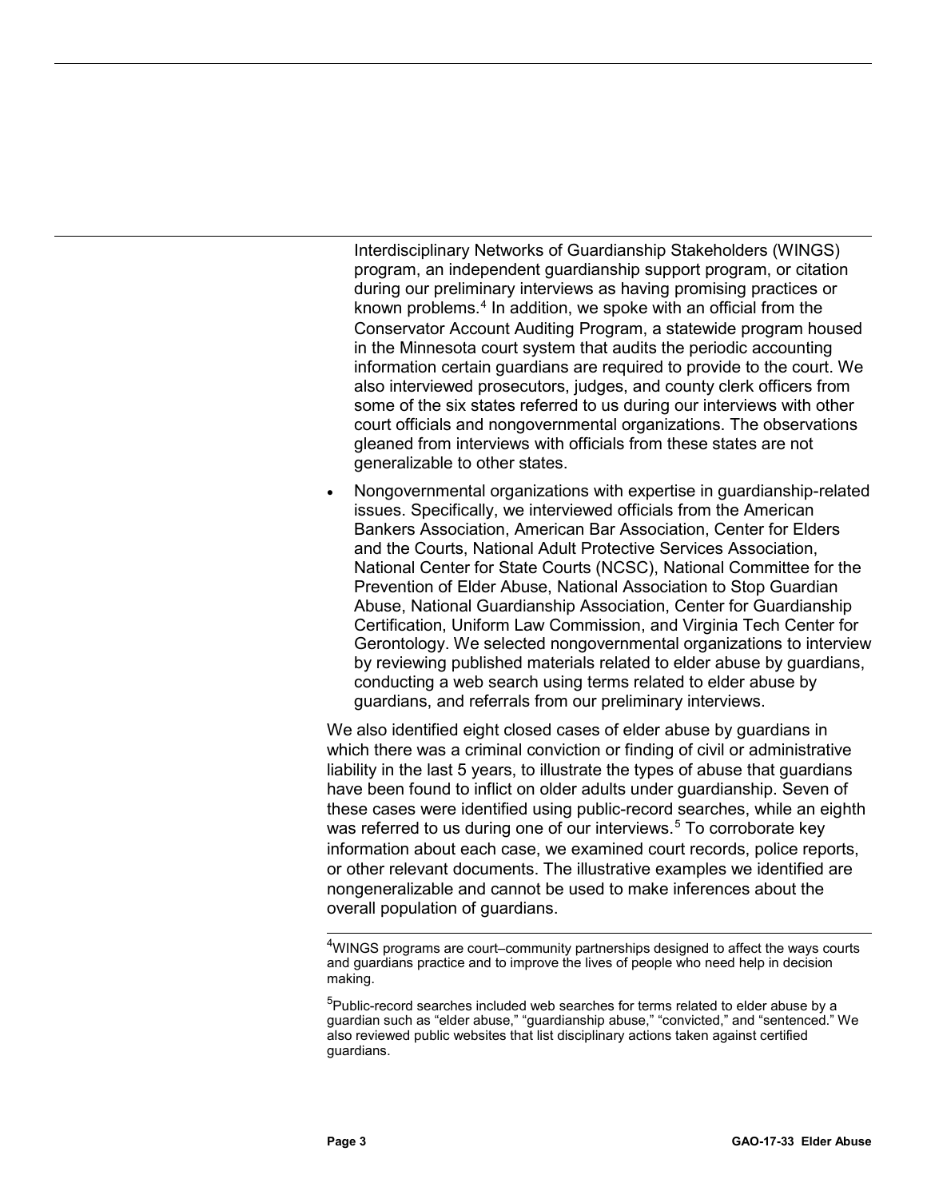Interdisciplinary Networks of Guardianship Stakeholders (WINGS) program, an independent guardianship support program, or citation during our preliminary interviews as having promising practices or known problems.[4] In addition, we spoke with an official from the Conservator Account Auditing Program, a statewide program housed in the Minnesota court system that audits the periodic accounting information certain guardians are required to provide to the court. We also interviewed prosecutors, judges, and county clerk officers from some of the six states referred to us during our interviews with other court officials and nongovernmental organizations. The observations gleaned from interviews with officials from these states are not generalizable to other states.

- Nongovernmental organizations with expertise in guardianship-related issues. Specifically, we interviewed officials from the American Bankers Association, American Bar Association, Center for Elders and the Courts, National Adult Protective Services Association, National Center for State Courts (NCSC), National Committee for the Prevention of Elder Abuse, National Association to Stop Guardian Abuse, National Guardianship Association, Center for Guardianship Certification, Uniform Law Commission, and Virginia Tech Center for Gerontology. We selected nongovernmental organizations to interview by reviewing published materials related to elder abuse by guardians, conducting a web search using terms related to elder abuse by guardians, and referrals from our preliminary interviews.

We also identified eight closed cases of elder abuse by guardians in which there was a criminal conviction or finding of civil or administrative liability in the last 5 years, to illustrate the types of abuse that guardians have been found to inflict on older adults under guardianship. Seven of these cases were identified using public-record searches, while an eighth was referred to us during one of our interviews.[5] To corroborate key information about each case, we examined court records, police reports, or other relevant documents. The illustrative examples we identified are nongeneralizable and cannot be used to make inferences about the overall population of guardians.

---

[4]WINGS programs are court–community partnerships designed to affect the ways courts and guardians practice and to improve the lives of people who need help in decision making.

[5]Public-record searches included web searches for terms related to elder abuse by a guardian such as "elder abuse," "guardianship abuse," "convicted," and "sentenced." We also reviewed public websites that list disciplinary actions taken against certified guardians.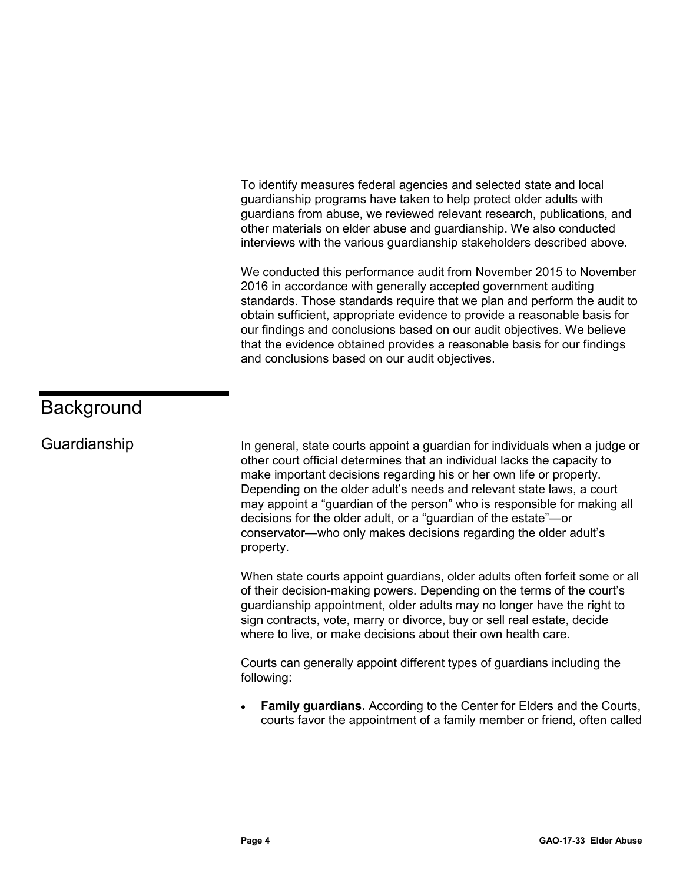To identify measures federal agencies and selected state and local guardianship programs have taken to help protect older adults with guardians from abuse, we reviewed relevant research, publications, and other materials on elder abuse and guardianship. We also conducted interviews with the various guardianship stakeholders described above.

We conducted this performance audit from November 2015 to November 2016 in accordance with generally accepted government auditing standards. Those standards require that we plan and perform the audit to obtain sufficient, appropriate evidence to provide a reasonable basis for our findings and conclusions based on our audit objectives. We believe that the evidence obtained provides a reasonable basis for our findings and conclusions based on our audit objectives.

# Background

## Guardianship

In general, state courts appoint a guardian for individuals when a judge or other court official determines that an individual lacks the capacity to make important decisions regarding his or her own life or property. Depending on the older adult's needs and relevant state laws, a court may appoint a "guardian of the person" who is responsible for making all decisions for the older adult, or a "guardian of the estate"—or conservator—who only makes decisions regarding the older adult's property.

When state courts appoint guardians, older adults often forfeit some or all of their decision-making powers. Depending on the terms of the court's guardianship appointment, older adults may no longer have the right to sign contracts, vote, marry or divorce, buy or sell real estate, decide where to live, or make decisions about their own health care.

Courts can generally appoint different types of guardians including the following:

- **Family guardians.** According to the Center for Elders and the Courts, courts favor the appointment of a family member or friend, often called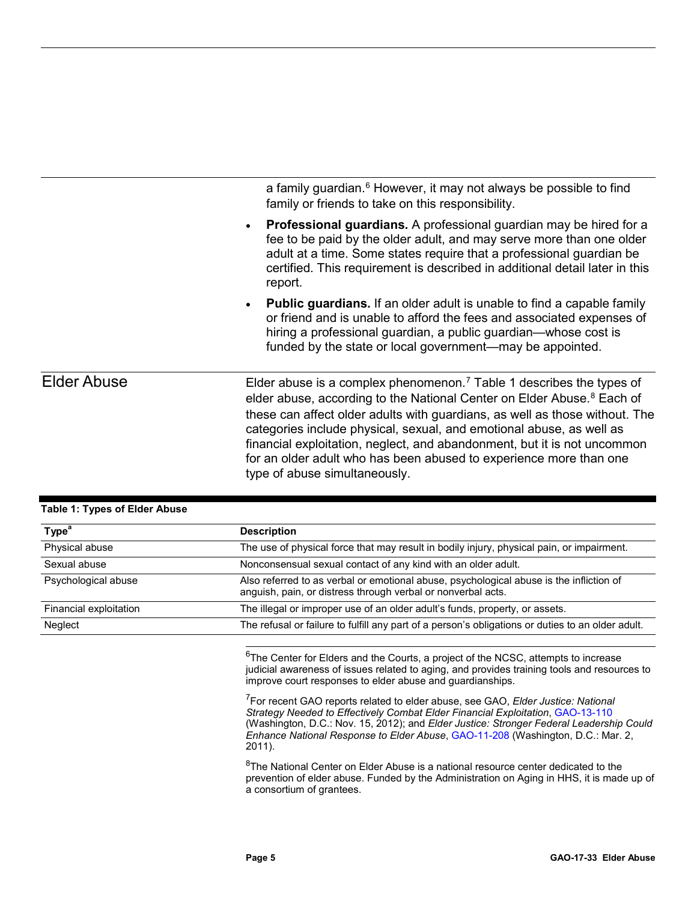a family guardian.[6] However, it may not always be possible to find family or friends to take on this responsibility.

- **Professional guardians.** A professional guardian may be hired for a fee to be paid by the older adult, and may serve more than one older adult at a time. Some states require that a professional guardian be certified. This requirement is described in additional detail later in this report.
- **Public guardians.** If an older adult is unable to find a capable family or friend and is unable to afford the fees and associated expenses of hiring a professional guardian, a public guardian—whose cost is funded by the state or local government—may be appointed.

## Elder Abuse

Elder abuse is a complex phenomenon.[7] Table 1 describes the types of elder abuse, according to the National Center on Elder Abuse.[8] Each of these can affect older adults with guardians, as well as those without. The categories include physical, sexual, and emotional abuse, as well as financial exploitation, neglect, and abandonment, but it is not uncommon for an older adult who has been abused to experience more than one type of abuse simultaneously.

**Table 1: Types of Elder Abuse**

| Type[a] | Description |
|---|---|
| Physical abuse | The use of physical force that may result in bodily injury, physical pain, or impairment. |
| Sexual abuse | Nonconsensual sexual contact of any kind with an older adult. |
| Psychological abuse | Also referred to as verbal or emotional abuse, psychological abuse is the infliction of anguish, pain, or distress through verbal or nonverbal acts. |
| Financial exploitation | The illegal or improper use of an older adult's funds, property, or assets. |
| Neglect | The refusal or failure to fulfill any part of a person's obligations or duties to an older adult. |

[6]The Center for Elders and the Courts, a project of the NCSC, attempts to increase judicial awareness of issues related to aging, and provides training tools and resources to improve court responses to elder abuse and guardianships.

[7]For recent GAO reports related to elder abuse, see GAO, *Elder Justice: National Strategy Needed to Effectively Combat Elder Financial Exploitation*, GAO-13-110 (Washington, D.C.: Nov. 15, 2012); and *Elder Justice: Stronger Federal Leadership Could Enhance National Response to Elder Abuse*, GAO-11-208 (Washington, D.C.: Mar. 2, 2011).

[8]The National Center on Elder Abuse is a national resource center dedicated to the prevention of elder abuse. Funded by the Administration on Aging in HHS, it is made up of a consortium of grantees.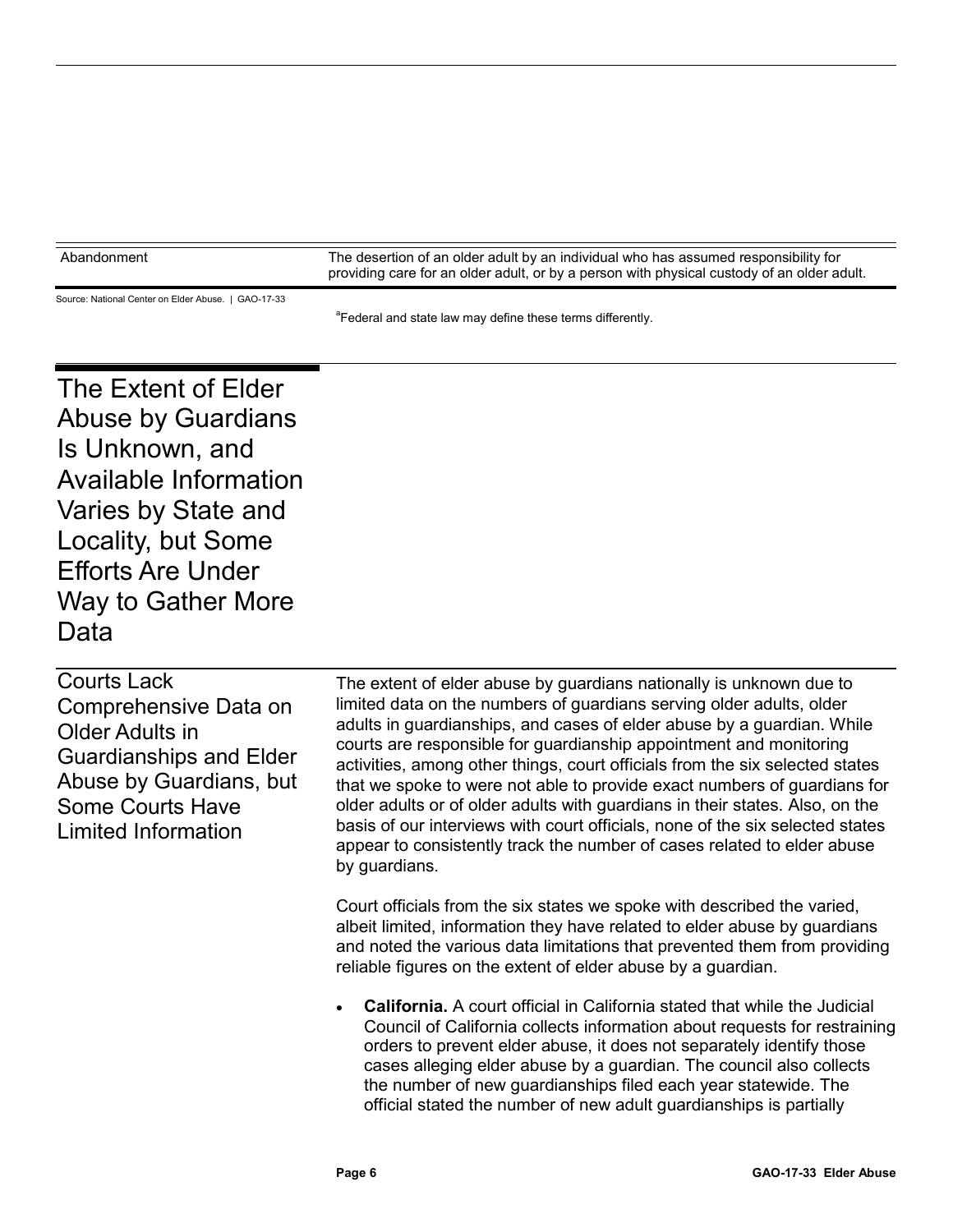| | |
|---|---|
| Abandonment | The desertion of an older adult by an individual who has assumed responsibility for providing care for an older adult, or by a person with physical custody of an older adult. |

Source: National Center on Elder Abuse. | GAO-17-33

[a]Federal and state law may define these terms differently.

## The Extent of Elder Abuse by Guardians Is Unknown, and Available Information Varies by State and Locality, but Some Efforts Are Under Way to Gather More Data

### Courts Lack Comprehensive Data on Older Adults in Guardianships and Elder Abuse by Guardians, but Some Courts Have Limited Information

The extent of elder abuse by guardians nationally is unknown due to limited data on the numbers of guardians serving older adults, older adults in guardianships, and cases of elder abuse by a guardian. While courts are responsible for guardianship appointment and monitoring activities, among other things, court officials from the six selected states that we spoke to were not able to provide exact numbers of guardians for older adults or of older adults with guardians in their states. Also, on the basis of our interviews with court officials, none of the six selected states appear to consistently track the number of cases related to elder abuse by guardians.

Court officials from the six states we spoke with described the varied, albeit limited, information they have related to elder abuse by guardians and noted the various data limitations that prevented them from providing reliable figures on the extent of elder abuse by a guardian.

- **California.** A court official in California stated that while the Judicial Council of California collects information about requests for restraining orders to prevent elder abuse, it does not separately identify those cases alleging elder abuse by a guardian. The council also collects the number of new guardianships filed each year statewide. The official stated the number of new adult guardianships is partially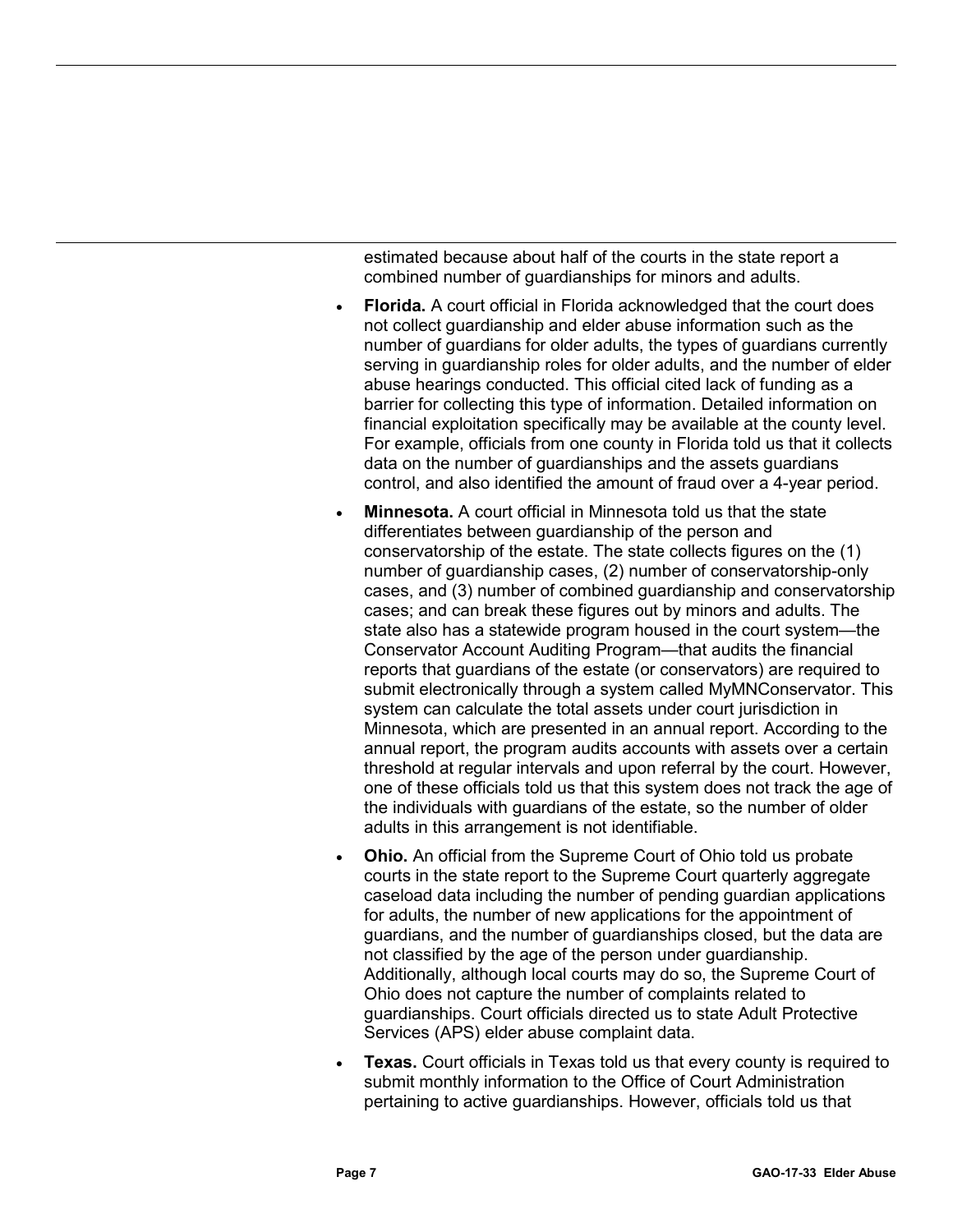estimated because about half of the courts in the state report a combined number of guardianships for minors and adults.

- **Florida.** A court official in Florida acknowledged that the court does not collect guardianship and elder abuse information such as the number of guardians for older adults, the types of guardians currently serving in guardianship roles for older adults, and the number of elder abuse hearings conducted. This official cited lack of funding as a barrier for collecting this type of information. Detailed information on financial exploitation specifically may be available at the county level. For example, officials from one county in Florida told us that it collects data on the number of guardianships and the assets guardians control, and also identified the amount of fraud over a 4-year period.
- **Minnesota.** A court official in Minnesota told us that the state differentiates between guardianship of the person and conservatorship of the estate. The state collects figures on the (1) number of guardianship cases, (2) number of conservatorship-only cases, and (3) number of combined guardianship and conservatorship cases; and can break these figures out by minors and adults. The state also has a statewide program housed in the court system—the Conservator Account Auditing Program—that audits the financial reports that guardians of the estate (or conservators) are required to submit electronically through a system called MyMNConservator. This system can calculate the total assets under court jurisdiction in Minnesota, which are presented in an annual report. According to the annual report, the program audits accounts with assets over a certain threshold at regular intervals and upon referral by the court. However, one of these officials told us that this system does not track the age of the individuals with guardians of the estate, so the number of older adults in this arrangement is not identifiable.
- **Ohio.** An official from the Supreme Court of Ohio told us probate courts in the state report to the Supreme Court quarterly aggregate caseload data including the number of pending guardian applications for adults, the number of new applications for the appointment of guardians, and the number of guardianships closed, but the data are not classified by the age of the person under guardianship. Additionally, although local courts may do so, the Supreme Court of Ohio does not capture the number of complaints related to guardianships. Court officials directed us to state Adult Protective Services (APS) elder abuse complaint data.
- **Texas.** Court officials in Texas told us that every county is required to submit monthly information to the Office of Court Administration pertaining to active guardianships. However, officials told us that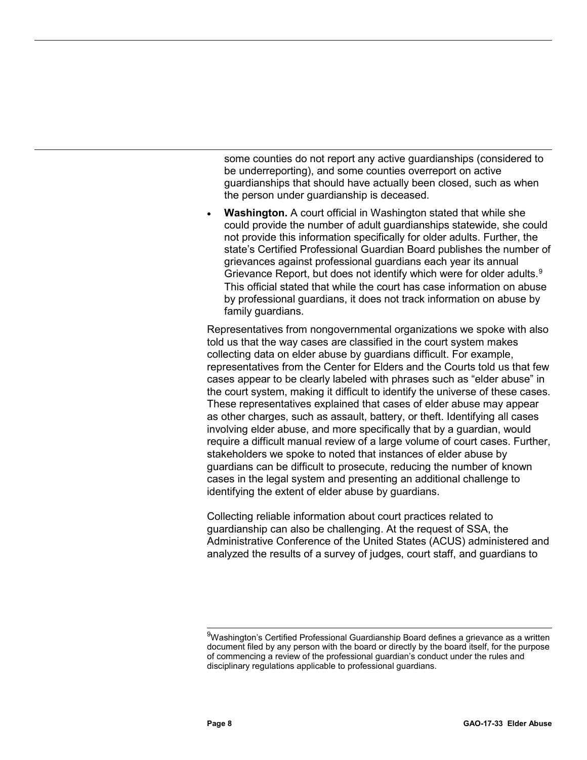some counties do not report any active guardianships (considered to be underreporting), and some counties overreport on active guardianships that should have actually been closed, such as when the person under guardianship is deceased.

- **Washington.** A court official in Washington stated that while she could provide the number of adult guardianships statewide, she could not provide this information specifically for older adults. Further, the state's Certified Professional Guardian Board publishes the number of grievances against professional guardians each year its annual Grievance Report, but does not identify which were for older adults.[9] This official stated that while the court has case information on abuse by professional guardians, it does not track information on abuse by family guardians.

Representatives from nongovernmental organizations we spoke with also told us that the way cases are classified in the court system makes collecting data on elder abuse by guardians difficult. For example, representatives from the Center for Elders and the Courts told us that few cases appear to be clearly labeled with phrases such as "elder abuse" in the court system, making it difficult to identify the universe of these cases. These representatives explained that cases of elder abuse may appear as other charges, such as assault, battery, or theft. Identifying all cases involving elder abuse, and more specifically that by a guardian, would require a difficult manual review of a large volume of court cases. Further, stakeholders we spoke to noted that instances of elder abuse by guardians can be difficult to prosecute, reducing the number of known cases in the legal system and presenting an additional challenge to identifying the extent of elder abuse by guardians.

Collecting reliable information about court practices related to guardianship can also be challenging. At the request of SSA, the Administrative Conference of the United States (ACUS) administered and analyzed the results of a survey of judges, court staff, and guardians to

[9]Washington's Certified Professional Guardianship Board defines a grievance as a written document filed by any person with the board or directly by the board itself, for the purpose of commencing a review of the professional guardian's conduct under the rules and disciplinary regulations applicable to professional guardians.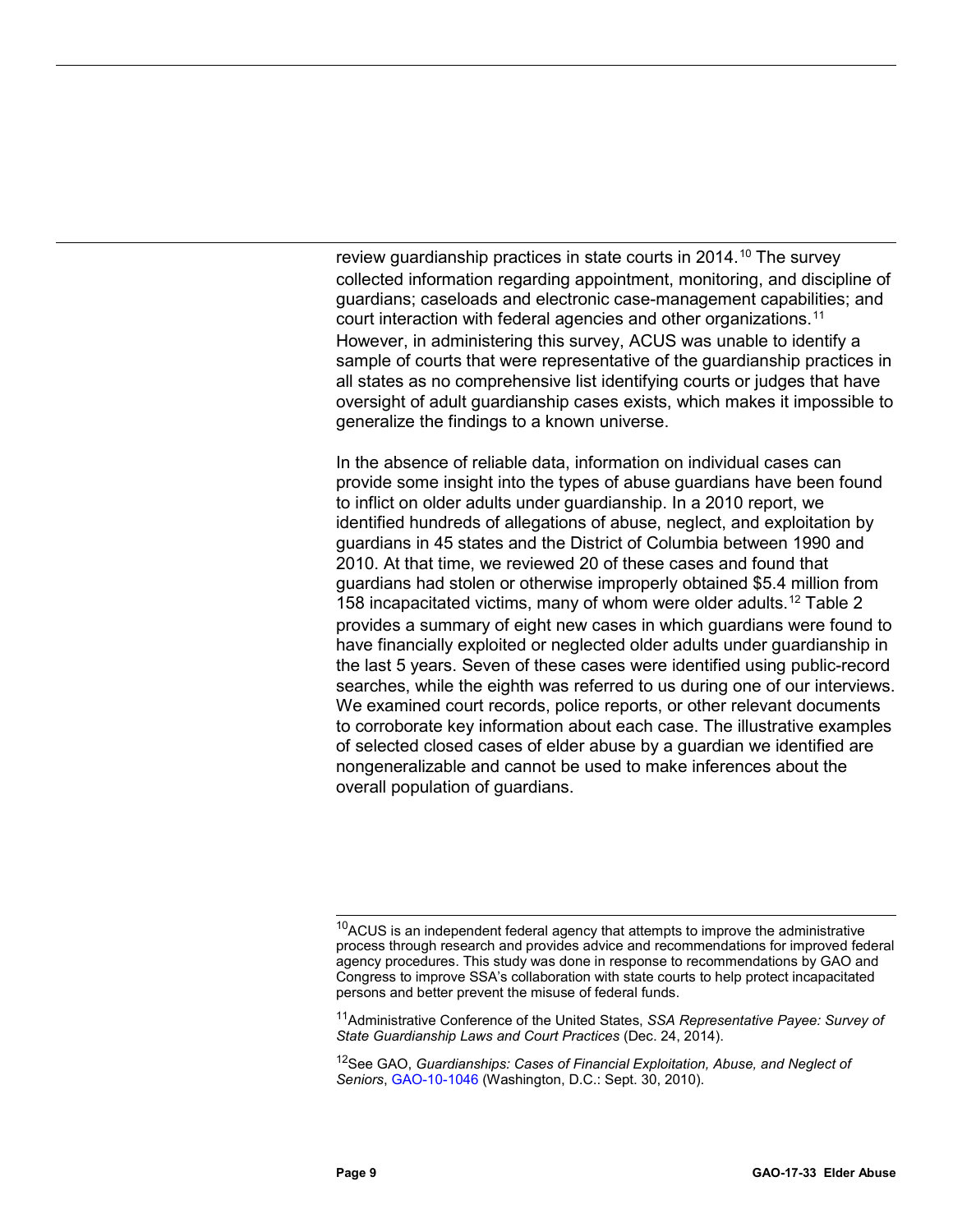review guardianship practices in state courts in 2014.[10] The survey collected information regarding appointment, monitoring, and discipline of guardians; caseloads and electronic case-management capabilities; and court interaction with federal agencies and other organizations.[11] However, in administering this survey, ACUS was unable to identify a sample of courts that were representative of the guardianship practices in all states as no comprehensive list identifying courts or judges that have oversight of adult guardianship cases exists, which makes it impossible to generalize the findings to a known universe.

In the absence of reliable data, information on individual cases can provide some insight into the types of abuse guardians have been found to inflict on older adults under guardianship. In a 2010 report, we identified hundreds of allegations of abuse, neglect, and exploitation by guardians in 45 states and the District of Columbia between 1990 and 2010. At that time, we reviewed 20 of these cases and found that guardians had stolen or otherwise improperly obtained $5.4 million from 158 incapacitated victims, many of whom were older adults.[12] Table 2 provides a summary of eight new cases in which guardians were found to have financially exploited or neglected older adults under guardianship in the last 5 years. Seven of these cases were identified using public-record searches, while the eighth was referred to us during one of our interviews. We examined court records, police reports, or other relevant documents to corroborate key information about each case. The illustrative examples of selected closed cases of elder abuse by a guardian we identified are nongeneralizable and cannot be used to make inferences about the overall population of guardians.

---

[10]ACUS is an independent federal agency that attempts to improve the administrative process through research and provides advice and recommendations for improved federal agency procedures. This study was done in response to recommendations by GAO and Congress to improve SSA's collaboration with state courts to help protect incapacitated persons and better prevent the misuse of federal funds.

[11]Administrative Conference of the United States, *SSA Representative Payee: Survey of State Guardianship Laws and Court Practices* (Dec. 24, 2014).

[12]See GAO, *Guardianships: Cases of Financial Exploitation, Abuse, and Neglect of Seniors*, GAO-10-1046 (Washington, D.C.: Sept. 30, 2010).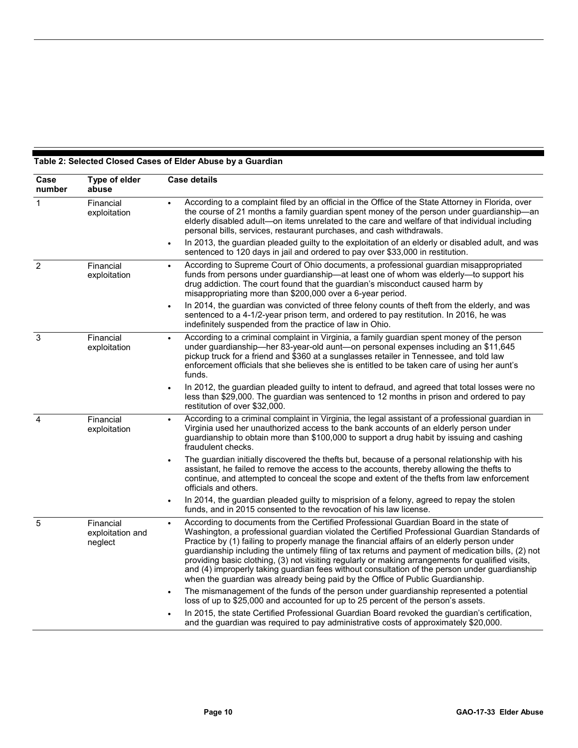**Table 2: Selected Closed Cases of Elder Abuse by a Guardian**

| Case number | Type of elder abuse | Case details |
|---|---|---|
| 1 | Financial exploitation | • According to a complaint filed by an official in the Office of the State Attorney in Florida, over the course of 21 months a family guardian spent money of the person under guardianship—an elderly disabled adult—on items unrelated to the care and welfare of that individual including personal bills, services, restaurant purchases, and cash withdrawals. <br> • In 2013, the guardian pleaded guilty to the exploitation of an elderly or disabled adult, and was sentenced to 120 days in jail and ordered to pay over $33,000 in restitution. |
| 2 | Financial exploitation | • According to Supreme Court of Ohio documents, a professional guardian misappropriated funds from persons under guardianship—at least one of whom was elderly—to support his drug addiction. The court found that the guardian's misconduct caused harm by misappropriating more than $200,000 over a 6-year period. <br> • In 2014, the guardian was convicted of three felony counts of theft from the elderly, and was sentenced to a 4-1/2-year prison term, and ordered to pay restitution. In 2016, he was indefinitely suspended from the practice of law in Ohio. |
| 3 | Financial exploitation | • According to a criminal complaint in Virginia, a family guardian spent money of the person under guardianship—her 83-year-old aunt—on personal expenses including an $11,645 pickup truck for a friend and $360 at a sunglasses retailer in Tennessee, and told law enforcement officials that she believes she is entitled to be taken care of using her aunt's funds. <br> • In 2012, the guardian pleaded guilty to intent to defraud, and agreed that total losses were no less than $29,000. The guardian was sentenced to 12 months in prison and ordered to pay restitution of over $32,000. |
| 4 | Financial exploitation | • According to a criminal complaint in Virginia, the legal assistant of a professional guardian in Virginia used her unauthorized access to the bank accounts of an elderly person under guardianship to obtain more than $100,000 to support a drug habit by issuing and cashing fraudulent checks. <br> • The guardian initially discovered the thefts but, because of a personal relationship with his assistant, he failed to remove the access to the accounts, thereby allowing the thefts to continue, and attempted to conceal the scope and extent of the thefts from law enforcement officials and others. <br> • In 2014, the guardian pleaded guilty to misprision of a felony, agreed to repay the stolen funds, and in 2015 consented to the revocation of his law license. |
| 5 | Financial exploitation and neglect | • According to documents from the Certified Professional Guardian Board in the state of Washington, a professional guardian violated the Certified Professional Guardian Standards of Practice by (1) failing to properly manage the financial affairs of an elderly person under guardianship including the untimely filing of tax returns and payment of medication bills, (2) not providing basic clothing, (3) not visiting regularly or making arrangements for qualified visits, and (4) improperly taking guardian fees without consultation of the person under guardianship when the guardian was already being paid by the Office of Public Guardianship. <br> • The mismanagement of the funds of the person under guardianship represented a potential loss of up to $25,000 and accounted for up to 25 percent of the person's assets. <br> • In 2015, the state Certified Professional Guardian Board revoked the guardian's certification, and the guardian was required to pay administrative costs of approximately $20,000. |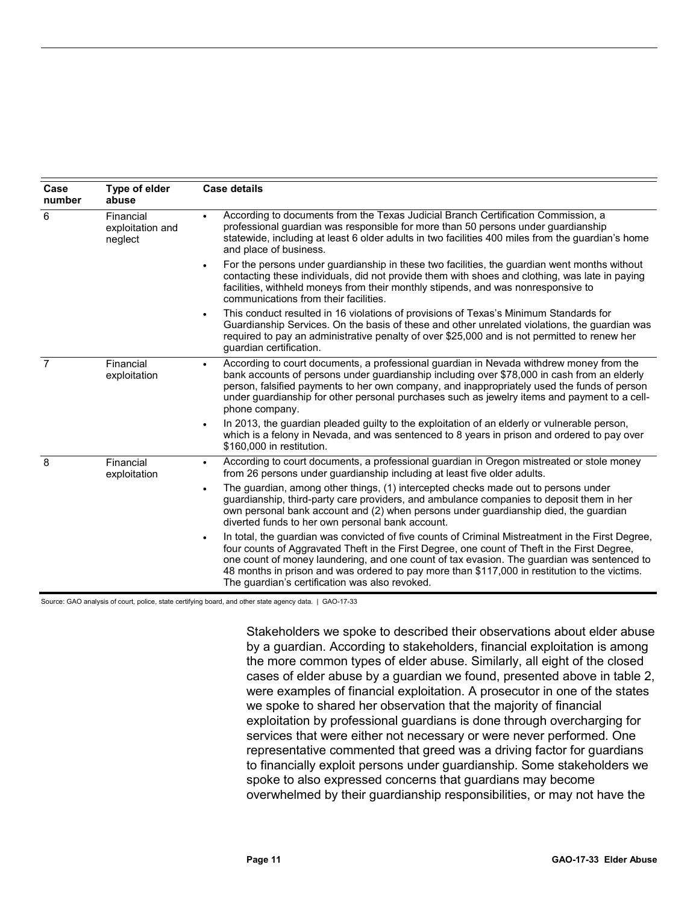| Case number | Type of elder abuse | Case details |
|---|---|---|
| 6 | Financial exploitation and neglect | • According to documents from the Texas Judicial Branch Certification Commission, a professional guardian was responsible for more than 50 persons under guardianship statewide, including at least 6 older adults in two facilities 400 miles from the guardian's home and place of business.<br>• For the persons under guardianship in these two facilities, the guardian went months without contacting these individuals, did not provide them with shoes and clothing, was late in paying facilities, withheld moneys from their monthly stipends, and was nonresponsive to communications from their facilities.<br>• This conduct resulted in 16 violations of provisions of Texas's Minimum Standards for Guardianship Services. On the basis of these and other unrelated violations, the guardian was required to pay an administrative penalty of over \$25,000 and is not permitted to renew her guardian certification. |
| 7 | Financial exploitation | • According to court documents, a professional guardian in Nevada withdrew money from the bank accounts of persons under guardianship including over \$78,000 in cash from an elderly person, falsified payments to her own company, and inappropriately used the funds of person under guardianship for other personal purchases such as jewelry items and payment to a cell-phone company.<br>• In 2013, the guardian pleaded guilty to the exploitation of an elderly or vulnerable person, which is a felony in Nevada, and was sentenced to 8 years in prison and ordered to pay over \$160,000 in restitution. |
| 8 | Financial exploitation | • According to court documents, a professional guardian in Oregon mistreated or stole money from 26 persons under guardianship including at least five older adults.<br>• The guardian, among other things, (1) intercepted checks made out to persons under guardianship, third-party care providers, and ambulance companies to deposit them in her own personal bank account and (2) when persons under guardianship died, the guardian diverted funds to her own personal bank account.<br>• In total, the guardian was convicted of five counts of Criminal Mistreatment in the First Degree, four counts of Aggravated Theft in the First Degree, one count of Theft in the First Degree, one count of money laundering, and one count of tax evasion. The guardian was sentenced to 48 months in prison and was ordered to pay more than \$117,000 in restitution to the victims. The guardian's certification was also revoked. |

Source: GAO analysis of court, police, state certifying board, and other state agency data. | GAO-17-33

Stakeholders we spoke to described their observations about elder abuse by a guardian. According to stakeholders, financial exploitation is among the more common types of elder abuse. Similarly, all eight of the closed cases of elder abuse by a guardian we found, presented above in table 2, were examples of financial exploitation. A prosecutor in one of the states we spoke to shared her observation that the majority of financial exploitation by professional guardians is done through overcharging for services that were either not necessary or were never performed. One representative commented that greed was a driving factor for guardians to financially exploit persons under guardianship. Some stakeholders we spoke to also expressed concerns that guardians may become overwhelmed by their guardianship responsibilities, or may not have the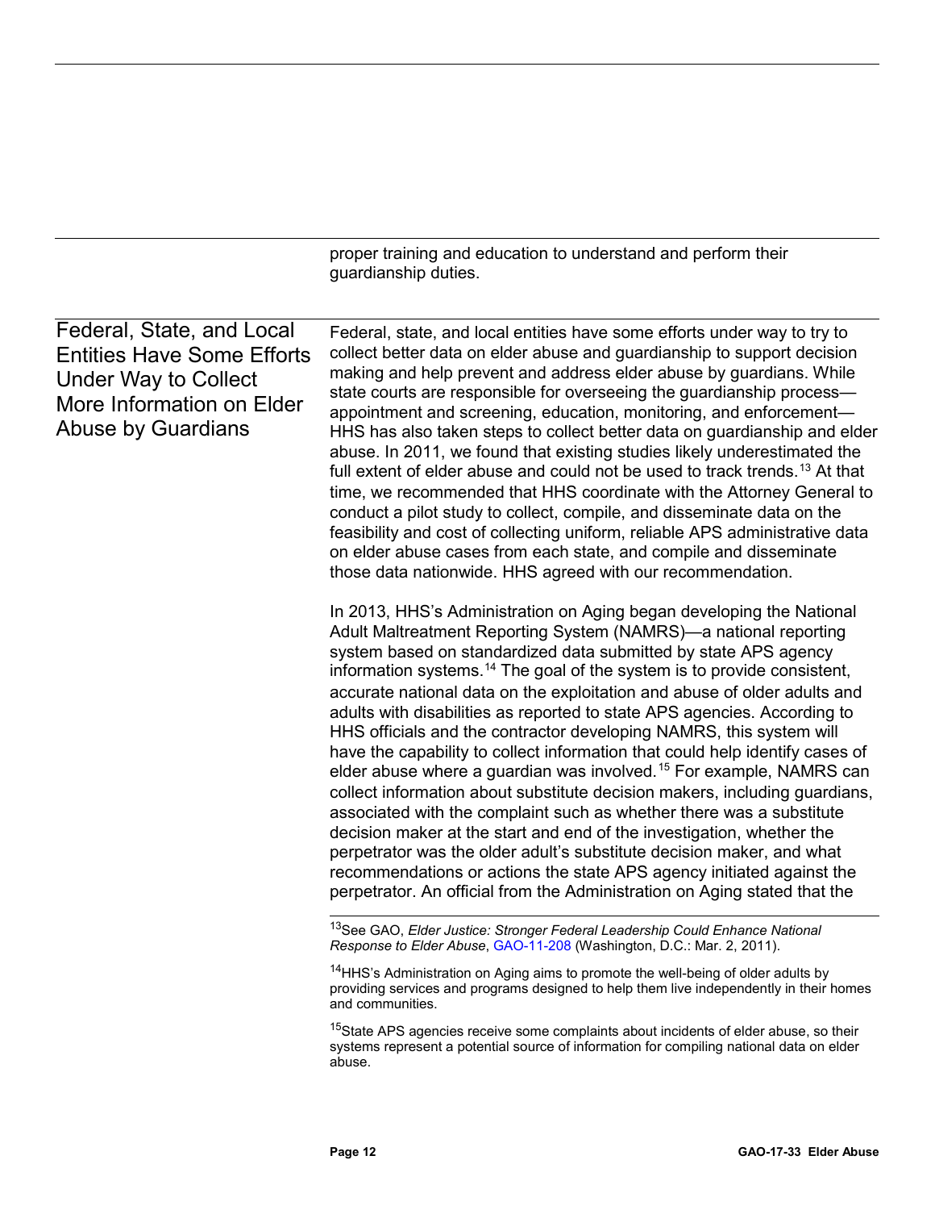proper training and education to understand and perform their guardianship duties.

## Federal, State, and Local Entities Have Some Efforts Under Way to Collect More Information on Elder Abuse by Guardians

Federal, state, and local entities have some efforts under way to try to collect better data on elder abuse and guardianship to support decision making and help prevent and address elder abuse by guardians. While state courts are responsible for overseeing the guardianship process—appointment and screening, education, monitoring, and enforcement—HHS has also taken steps to collect better data on guardianship and elder abuse. In 2011, we found that existing studies likely underestimated the full extent of elder abuse and could not be used to track trends.[13] At that time, we recommended that HHS coordinate with the Attorney General to conduct a pilot study to collect, compile, and disseminate data on the feasibility and cost of collecting uniform, reliable APS administrative data on elder abuse cases from each state, and compile and disseminate those data nationwide. HHS agreed with our recommendation.

In 2013, HHS's Administration on Aging began developing the National Adult Maltreatment Reporting System (NAMRS)—a national reporting system based on standardized data submitted by state APS agency information systems.[14] The goal of the system is to provide consistent, accurate national data on the exploitation and abuse of older adults and adults with disabilities as reported to state APS agencies. According to HHS officials and the contractor developing NAMRS, this system will have the capability to collect information that could help identify cases of elder abuse where a guardian was involved.[15] For example, NAMRS can collect information about substitute decision makers, including guardians, associated with the complaint such as whether there was a substitute decision maker at the start and end of the investigation, whether the perpetrator was the older adult's substitute decision maker, and what recommendations or actions the state APS agency initiated against the perpetrator. An official from the Administration on Aging stated that the

---

[13] See GAO, *Elder Justice: Stronger Federal Leadership Could Enhance National Response to Elder Abuse*, GAO-11-208 (Washington, D.C.: Mar. 2, 2011).

[14] HHS's Administration on Aging aims to promote the well-being of older adults by providing services and programs designed to help them live independently in their homes and communities.

[15] State APS agencies receive some complaints about incidents of elder abuse, so their systems represent a potential source of information for compiling national data on elder abuse.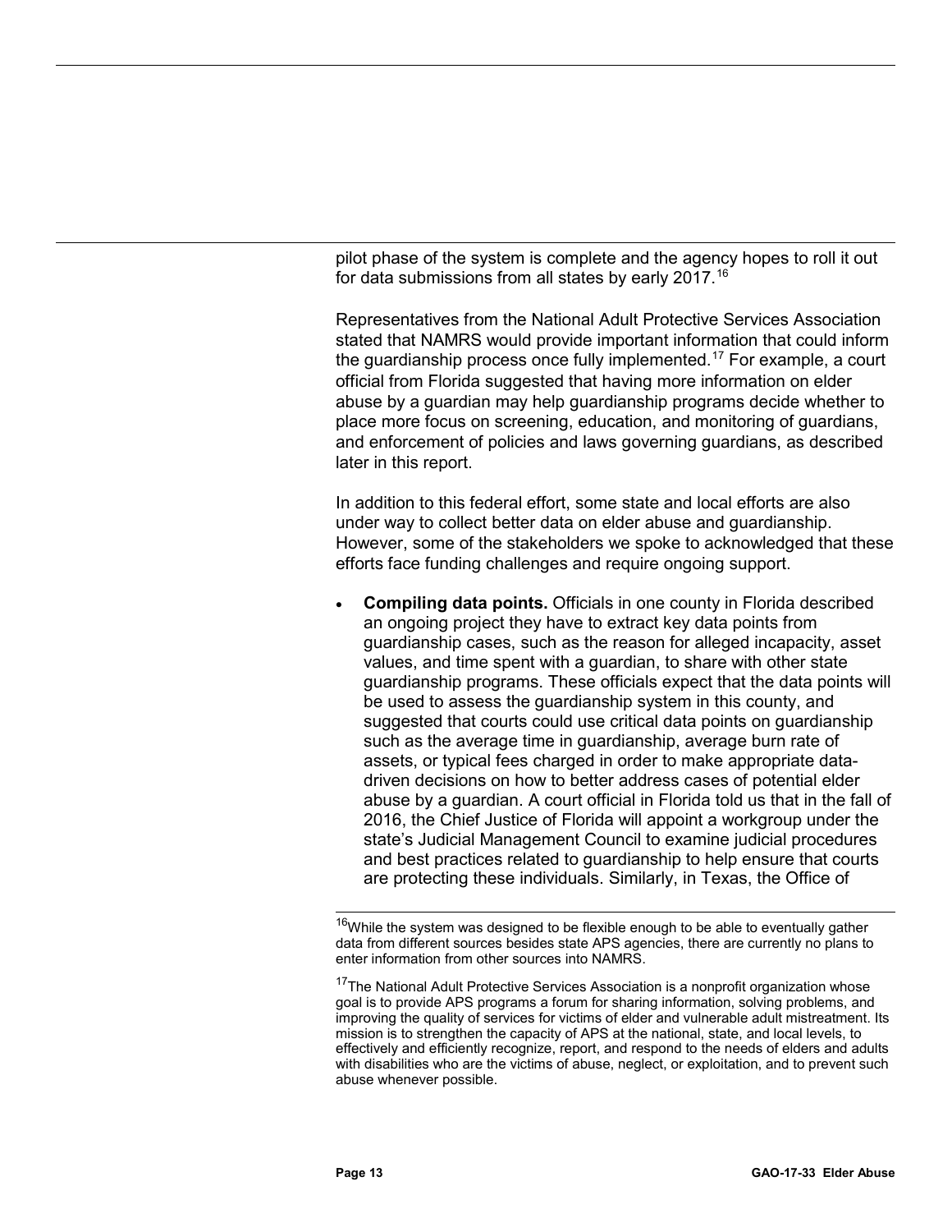pilot phase of the system is complete and the agency hopes to roll it out for data submissions from all states by early 2017.[16]

Representatives from the National Adult Protective Services Association stated that NAMRS would provide important information that could inform the guardianship process once fully implemented.[17] For example, a court official from Florida suggested that having more information on elder abuse by a guardian may help guardianship programs decide whether to place more focus on screening, education, and monitoring of guardians, and enforcement of policies and laws governing guardians, as described later in this report.

In addition to this federal effort, some state and local efforts are also under way to collect better data on elder abuse and guardianship. However, some of the stakeholders we spoke to acknowledged that these efforts face funding challenges and require ongoing support.

- **Compiling data points.** Officials in one county in Florida described an ongoing project they have to extract key data points from guardianship cases, such as the reason for alleged incapacity, asset values, and time spent with a guardian, to share with other state guardianship programs. These officials expect that the data points will be used to assess the guardianship system in this county, and suggested that courts could use critical data points on guardianship such as the average time in guardianship, average burn rate of assets, or typical fees charged in order to make appropriate data-driven decisions on how to better address cases of potential elder abuse by a guardian. A court official in Florida told us that in the fall of 2016, the Chief Justice of Florida will appoint a workgroup under the state's Judicial Management Council to examine judicial procedures and best practices related to guardianship to help ensure that courts are protecting these individuals. Similarly, in Texas, the Office of

[16]While the system was designed to be flexible enough to be able to eventually gather data from different sources besides state APS agencies, there are currently no plans to enter information from other sources into NAMRS.

[17]The National Adult Protective Services Association is a nonprofit organization whose goal is to provide APS programs a forum for sharing information, solving problems, and improving the quality of services for victims of elder and vulnerable adult mistreatment. Its mission is to strengthen the capacity of APS at the national, state, and local levels, to effectively and efficiently recognize, report, and respond to the needs of elders and adults with disabilities who are the victims of abuse, neglect, or exploitation, and to prevent such abuse whenever possible.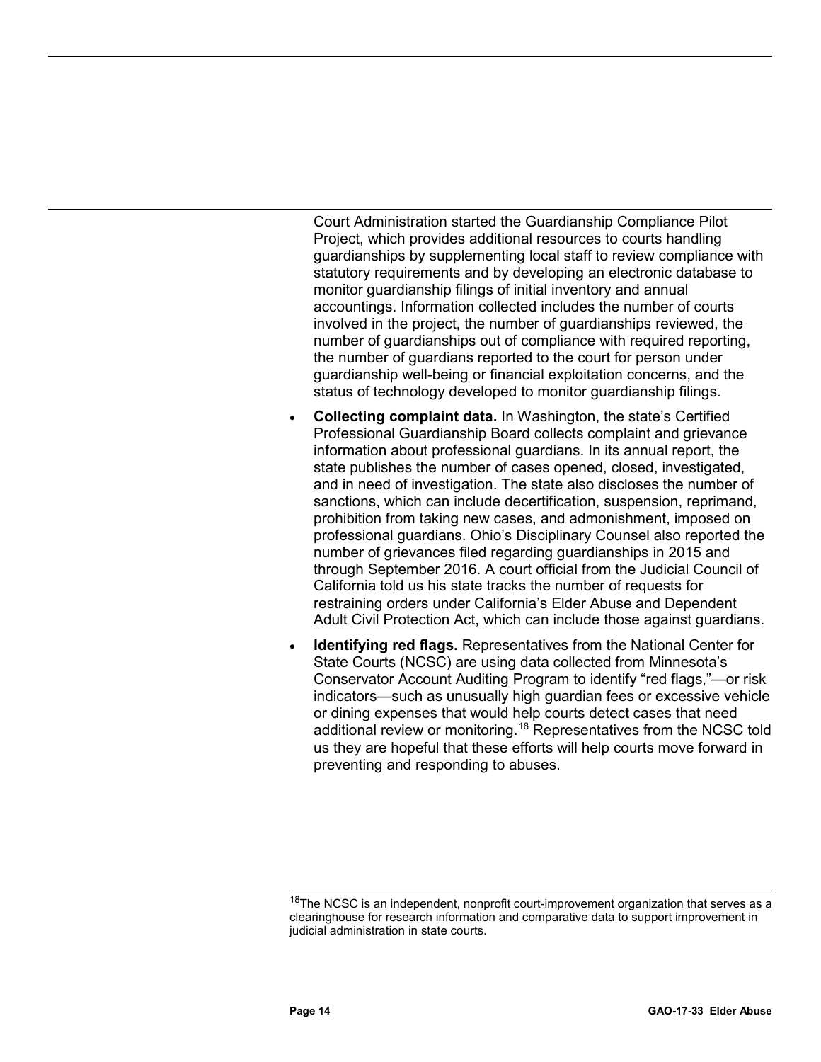Court Administration started the Guardianship Compliance Pilot Project, which provides additional resources to courts handling guardianships by supplementing local staff to review compliance with statutory requirements and by developing an electronic database to monitor guardianship filings of initial inventory and annual accountings. Information collected includes the number of courts involved in the project, the number of guardianships reviewed, the number of guardianships out of compliance with required reporting, the number of guardians reported to the court for person under guardianship well-being or financial exploitation concerns, and the status of technology developed to monitor guardianship filings.

- **Collecting complaint data.** In Washington, the state's Certified Professional Guardianship Board collects complaint and grievance information about professional guardians. In its annual report, the state publishes the number of cases opened, closed, investigated, and in need of investigation. The state also discloses the number of sanctions, which can include decertification, suspension, reprimand, prohibition from taking new cases, and admonishment, imposed on professional guardians. Ohio's Disciplinary Counsel also reported the number of grievances filed regarding guardianships in 2015 and through September 2016. A court official from the Judicial Council of California told us his state tracks the number of requests for restraining orders under California's Elder Abuse and Dependent Adult Civil Protection Act, which can include those against guardians.
- **Identifying red flags.** Representatives from the National Center for State Courts (NCSC) are using data collected from Minnesota's Conservator Account Auditing Program to identify "red flags,"—or risk indicators—such as unusually high guardian fees or excessive vehicle or dining expenses that would help courts detect cases that need additional review or monitoring.[18] Representatives from the NCSC told us they are hopeful that these efforts will help courts move forward in preventing and responding to abuses.

[18]The NCSC is an independent, nonprofit court-improvement organization that serves as a clearinghouse for research information and comparative data to support improvement in judicial administration in state courts.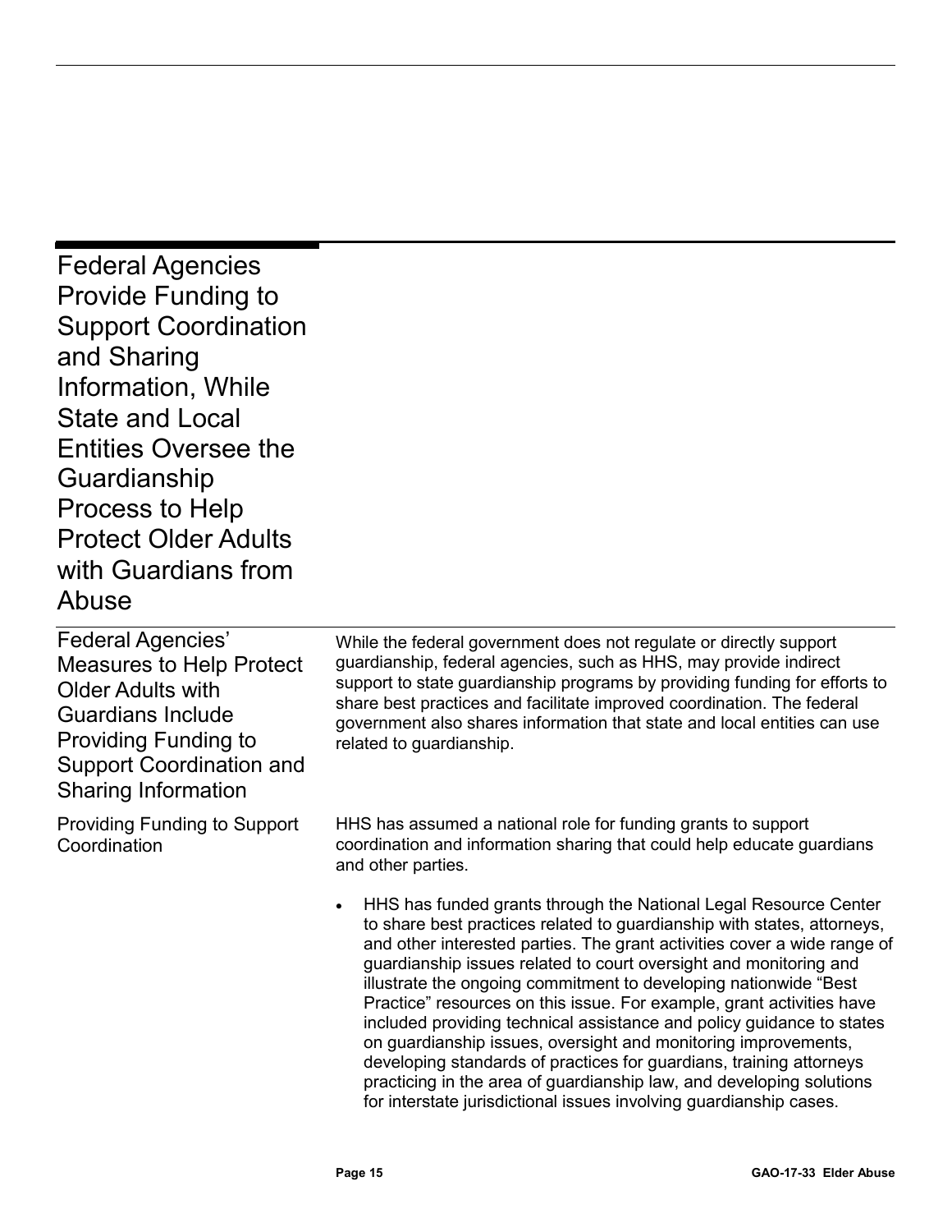# Federal Agencies Provide Funding to Support Coordination and Sharing Information, While State and Local Entities Oversee the Guardianship Process to Help Protect Older Adults with Guardians from Abuse

## Federal Agencies' Measures to Help Protect Older Adults with Guardians Include Providing Funding to Support Coordination and Sharing Information

While the federal government does not regulate or directly support guardianship, federal agencies, such as HHS, may provide indirect support to state guardianship programs by providing funding for efforts to share best practices and facilitate improved coordination. The federal government also shares information that state and local entities can use related to guardianship.

### Providing Funding to Support Coordination

HHS has assumed a national role for funding grants to support coordination and information sharing that could help educate guardians and other parties.

- HHS has funded grants through the National Legal Resource Center to share best practices related to guardianship with states, attorneys, and other interested parties. The grant activities cover a wide range of guardianship issues related to court oversight and monitoring and illustrate the ongoing commitment to developing nationwide "Best Practice" resources on this issue. For example, grant activities have included providing technical assistance and policy guidance to states on guardianship issues, oversight and monitoring improvements, developing standards of practices for guardians, training attorneys practicing in the area of guardianship law, and developing solutions for interstate jurisdictional issues involving guardianship cases.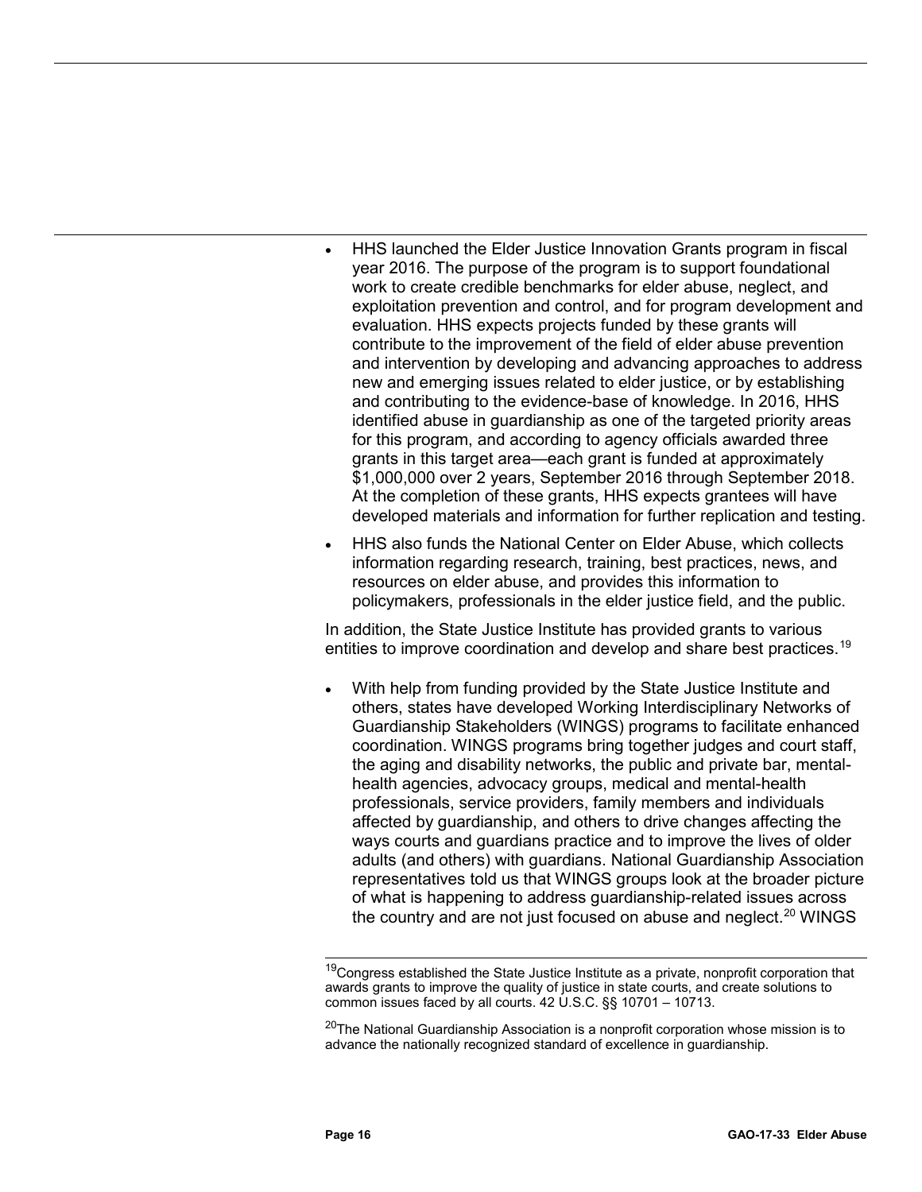- HHS launched the Elder Justice Innovation Grants program in fiscal year 2016. The purpose of the program is to support foundational work to create credible benchmarks for elder abuse, neglect, and exploitation prevention and control, and for program development and evaluation. HHS expects projects funded by these grants will contribute to the improvement of the field of elder abuse prevention and intervention by developing and advancing approaches to address new and emerging issues related to elder justice, or by establishing and contributing to the evidence-base of knowledge. In 2016, HHS identified abuse in guardianship as one of the targeted priority areas for this program, and according to agency officials awarded three grants in this target area—each grant is funded at approximately $1,000,000 over 2 years, September 2016 through September 2018. At the completion of these grants, HHS expects grantees will have developed materials and information for further replication and testing.
- HHS also funds the National Center on Elder Abuse, which collects information regarding research, training, best practices, news, and resources on elder abuse, and provides this information to policymakers, professionals in the elder justice field, and the public.

In addition, the State Justice Institute has provided grants to various entities to improve coordination and develop and share best practices.[19]

- With help from funding provided by the State Justice Institute and others, states have developed Working Interdisciplinary Networks of Guardianship Stakeholders (WINGS) programs to facilitate enhanced coordination. WINGS programs bring together judges and court staff, the aging and disability networks, the public and private bar, mental-health agencies, advocacy groups, medical and mental-health professionals, service providers, family members and individuals affected by guardianship, and others to drive changes affecting the ways courts and guardians practice and to improve the lives of older adults (and others) with guardians. National Guardianship Association representatives told us that WINGS groups look at the broader picture of what is happening to address guardianship-related issues across the country and are not just focused on abuse and neglect.[20] WINGS

[19]Congress established the State Justice Institute as a private, nonprofit corporation that awards grants to improve the quality of justice in state courts, and create solutions to common issues faced by all courts. 42 U.S.C. §§ 10701 – 10713.

[20]The National Guardianship Association is a nonprofit corporation whose mission is to advance the nationally recognized standard of excellence in guardianship.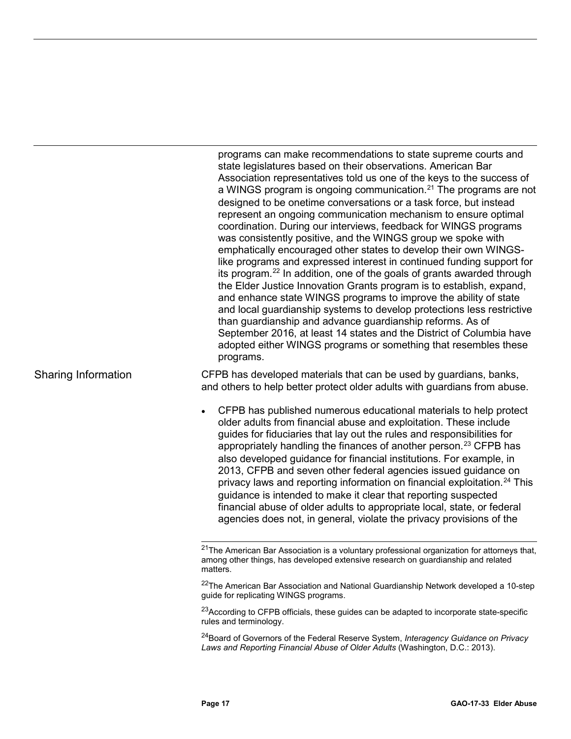programs can make recommendations to state supreme courts and state legislatures based on their observations. American Bar Association representatives told us one of the keys to the success of a WINGS program is ongoing communication.[21] The programs are not designed to be onetime conversations or a task force, but instead represent an ongoing communication mechanism to ensure optimal coordination. During our interviews, feedback for WINGS programs was consistently positive, and the WINGS group we spoke with emphatically encouraged other states to develop their own WINGS-like programs and expressed interest in continued funding support for its program.[22] In addition, one of the goals of grants awarded through the Elder Justice Innovation Grants program is to establish, expand, and enhance state WINGS programs to improve the ability of state and local guardianship systems to develop protections less restrictive than guardianship and advance guardianship reforms. As of September 2016, at least 14 states and the District of Columbia have adopted either WINGS programs or something that resembles these programs.

### Sharing Information

CFPB has developed materials that can be used by guardians, banks, and others to help better protect older adults with guardians from abuse.

- CFPB has published numerous educational materials to help protect older adults from financial abuse and exploitation. These include guides for fiduciaries that lay out the rules and responsibilities for appropriately handling the finances of another person.[23] CFPB has also developed guidance for financial institutions. For example, in 2013, CFPB and seven other federal agencies issued guidance on privacy laws and reporting information on financial exploitation.[24] This guidance is intended to make it clear that reporting suspected financial abuse of older adults to appropriate local, state, or federal agencies does not, in general, violate the privacy provisions of the

---

[21]The American Bar Association is a voluntary professional organization for attorneys that, among other things, has developed extensive research on guardianship and related matters.

[22]The American Bar Association and National Guardianship Network developed a 10-step guide for replicating WINGS programs.

[23]According to CFPB officials, these guides can be adapted to incorporate state-specific rules and terminology.

[24]Board of Governors of the Federal Reserve System, *Interagency Guidance on Privacy Laws and Reporting Financial Abuse of Older Adults* (Washington, D.C.: 2013).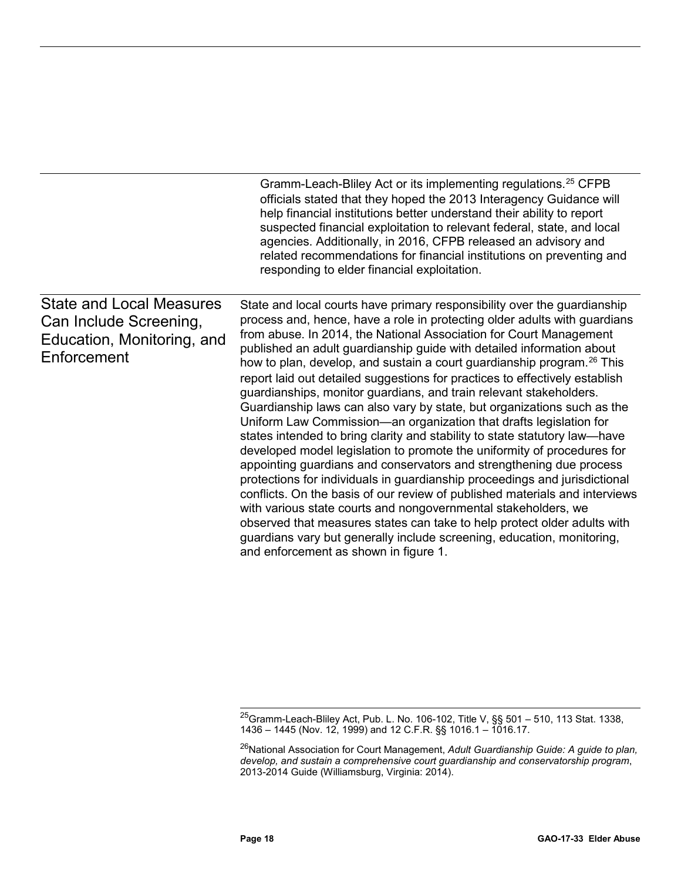Gramm-Leach-Bliley Act or its implementing regulations.[25] CFPB officials stated that they hoped the 2013 Interagency Guidance will help financial institutions better understand their ability to report suspected financial exploitation to relevant federal, state, and local agencies. Additionally, in 2016, CFPB released an advisory and related recommendations for financial institutions on preventing and responding to elder financial exploitation.

## State and Local Measures Can Include Screening, Education, Monitoring, and Enforcement

State and local courts have primary responsibility over the guardianship process and, hence, have a role in protecting older adults with guardians from abuse. In 2014, the National Association for Court Management published an adult guardianship guide with detailed information about how to plan, develop, and sustain a court guardianship program.[26] This report laid out detailed suggestions for practices to effectively establish guardianships, monitor guardians, and train relevant stakeholders. Guardianship laws can also vary by state, but organizations such as the Uniform Law Commission—an organization that drafts legislation for states intended to bring clarity and stability to state statutory law—have developed model legislation to promote the uniformity of procedures for appointing guardians and conservators and strengthening due process protections for individuals in guardianship proceedings and jurisdictional conflicts. On the basis of our review of published materials and interviews with various state courts and nongovernmental stakeholders, we observed that measures states can take to help protect older adults with guardians vary but generally include screening, education, monitoring, and enforcement as shown in figure 1.

---

[25] Gramm-Leach-Bliley Act, Pub. L. No. 106-102, Title V, §§ 501 – 510, 113 Stat. 1338, 1436 – 1445 (Nov. 12, 1999) and 12 C.F.R. §§ 1016.1 – 1016.17.

[26] National Association for Court Management, *Adult Guardianship Guide: A guide to plan, develop, and sustain a comprehensive court guardianship and conservatorship program*, 2013-2014 Guide (Williamsburg, Virginia: 2014).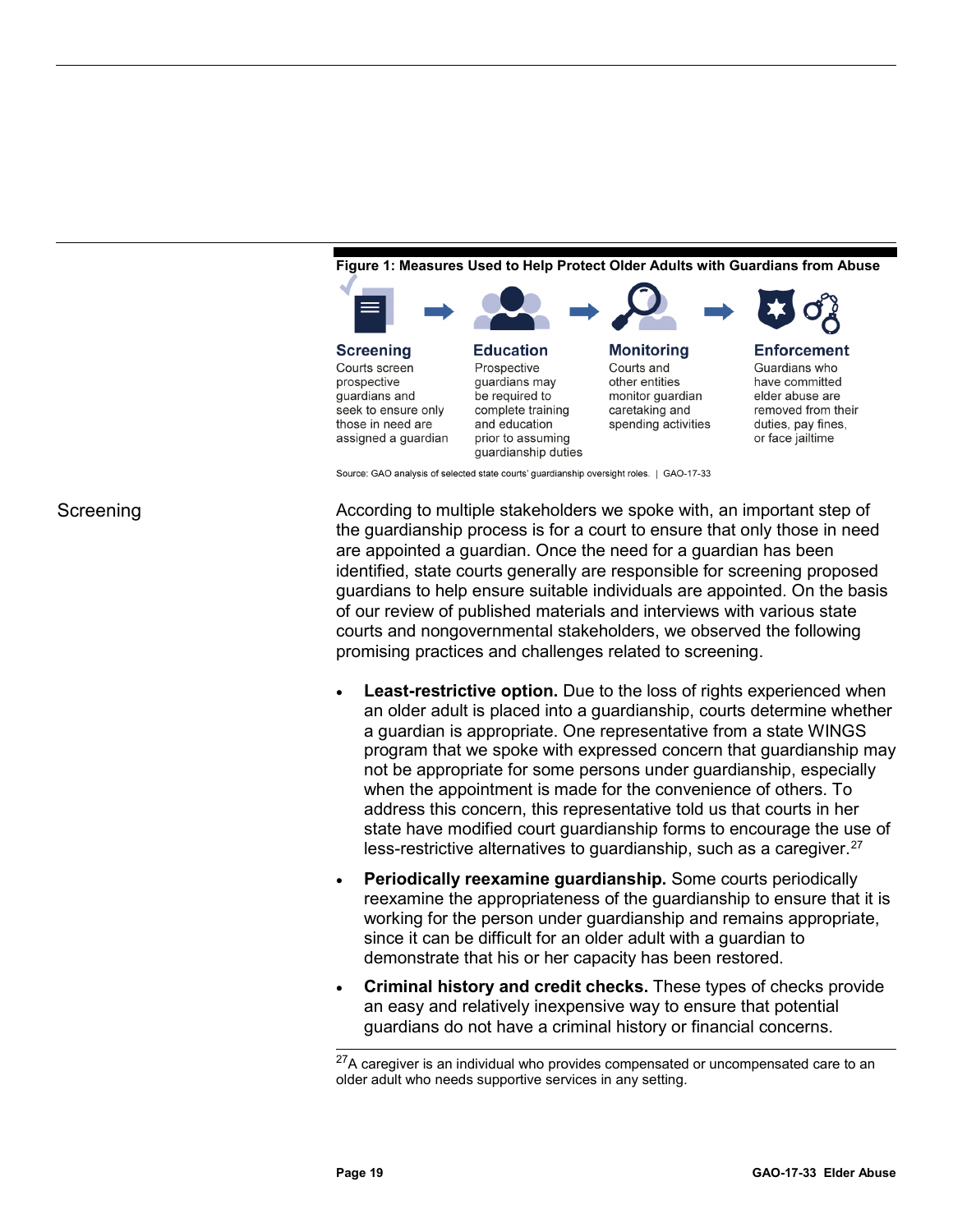**Figure 1: Measures Used to Help Protect Older Adults with Guardians from Abuse**

**Screening**
Courts screen prospective guardians and seek to ensure only those in need are assigned a guardian

**Education**
Prospective guardians may be required to complete training and education prior to assuming guardianship duties

**Monitoring**
Courts and other entities monitor guardian caretaking and spending activities

**Enforcement**
Guardians who have committed elder abuse are removed from their duties, pay fines, or face jailtime

Source: GAO analysis of selected state courts' guardianship oversight roles. | GAO-17-33

## Screening

According to multiple stakeholders we spoke with, an important step of the guardianship process is for a court to ensure that only those in need are appointed a guardian. Once the need for a guardian has been identified, state courts generally are responsible for screening proposed guardians to help ensure suitable individuals are appointed. On the basis of our review of published materials and interviews with various state courts and nongovernmental stakeholders, we observed the following promising practices and challenges related to screening.

- **Least-restrictive option.** Due to the loss of rights experienced when an older adult is placed into a guardianship, courts determine whether a guardian is appropriate. One representative from a state WINGS program that we spoke with expressed concern that guardianship may not be appropriate for some persons under guardianship, especially when the appointment is made for the convenience of others. To address this concern, this representative told us that courts in her state have modified court guardianship forms to encourage the use of less-restrictive alternatives to guardianship, such as a caregiver.[27]
- **Periodically reexamine guardianship.** Some courts periodically reexamine the appropriateness of the guardianship to ensure that it is working for the person under guardianship and remains appropriate, since it can be difficult for an older adult with a guardian to demonstrate that his or her capacity has been restored.
- **Criminal history and credit checks.** These types of checks provide an easy and relatively inexpensive way to ensure that potential guardians do not have a criminal history or financial concerns.

[27] A caregiver is an individual who provides compensated or uncompensated care to an older adult who needs supportive services in any setting.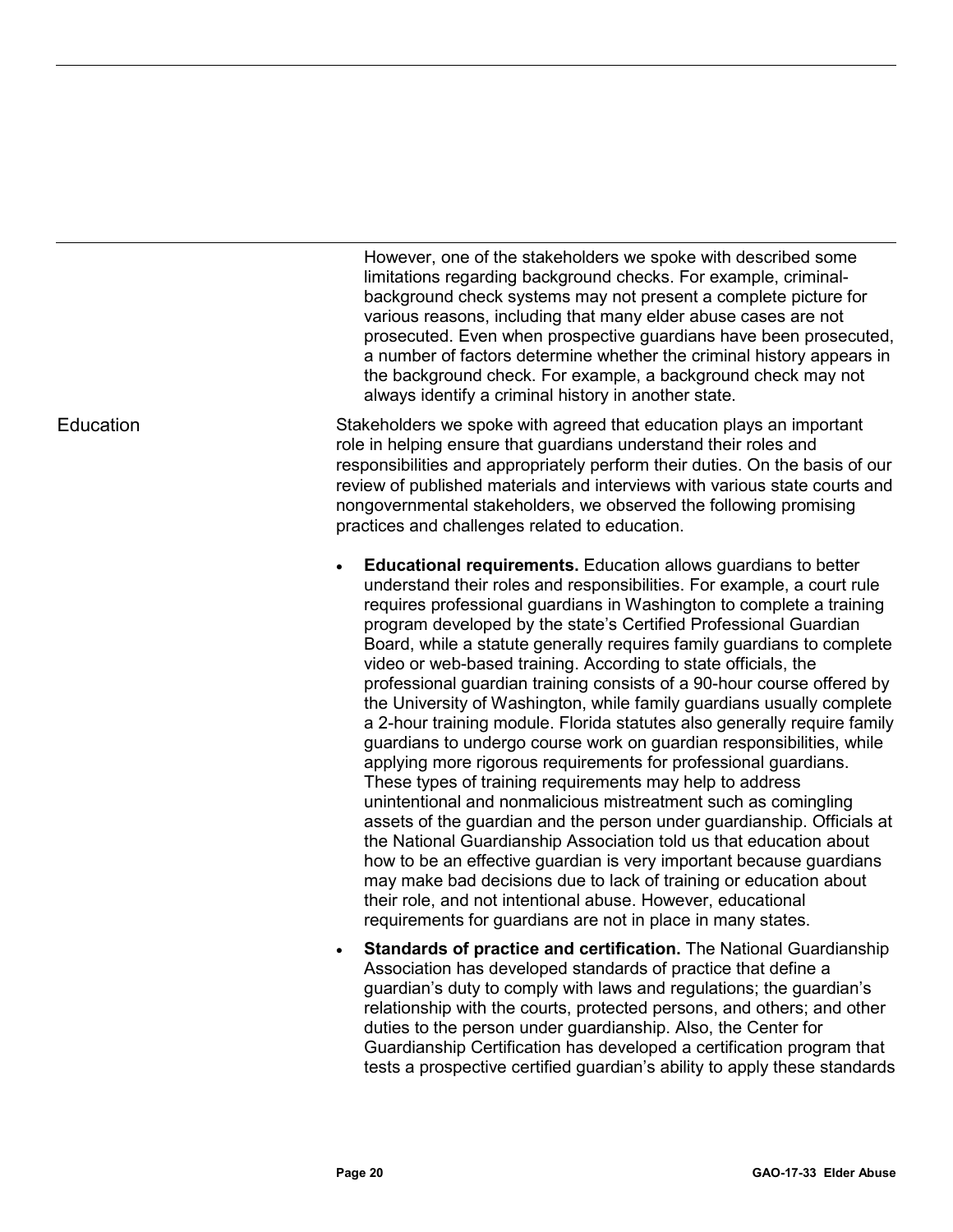However, one of the stakeholders we spoke with described some limitations regarding background checks. For example, criminal-background check systems may not present a complete picture for various reasons, including that many elder abuse cases are not prosecuted. Even when prospective guardians have been prosecuted, a number of factors determine whether the criminal history appears in the background check. For example, a background check may not always identify a criminal history in another state.

### Education

Stakeholders we spoke with agreed that education plays an important role in helping ensure that guardians understand their roles and responsibilities and appropriately perform their duties. On the basis of our review of published materials and interviews with various state courts and nongovernmental stakeholders, we observed the following promising practices and challenges related to education.

- **Educational requirements.** Education allows guardians to better understand their roles and responsibilities. For example, a court rule requires professional guardians in Washington to complete a training program developed by the state's Certified Professional Guardian Board, while a statute generally requires family guardians to complete video or web-based training. According to state officials, the professional guardian training consists of a 90-hour course offered by the University of Washington, while family guardians usually complete a 2-hour training module. Florida statutes also generally require family guardians to undergo course work on guardian responsibilities, while applying more rigorous requirements for professional guardians. These types of training requirements may help to address unintentional and nonmalicious mistreatment such as comingling assets of the guardian and the person under guardianship. Officials at the National Guardianship Association told us that education about how to be an effective guardian is very important because guardians may make bad decisions due to lack of training or education about their role, and not intentional abuse. However, educational requirements for guardians are not in place in many states.
- **Standards of practice and certification.** The National Guardianship Association has developed standards of practice that define a guardian's duty to comply with laws and regulations; the guardian's relationship with the courts, protected persons, and others; and other duties to the person under guardianship. Also, the Center for Guardianship Certification has developed a certification program that tests a prospective certified guardian's ability to apply these standards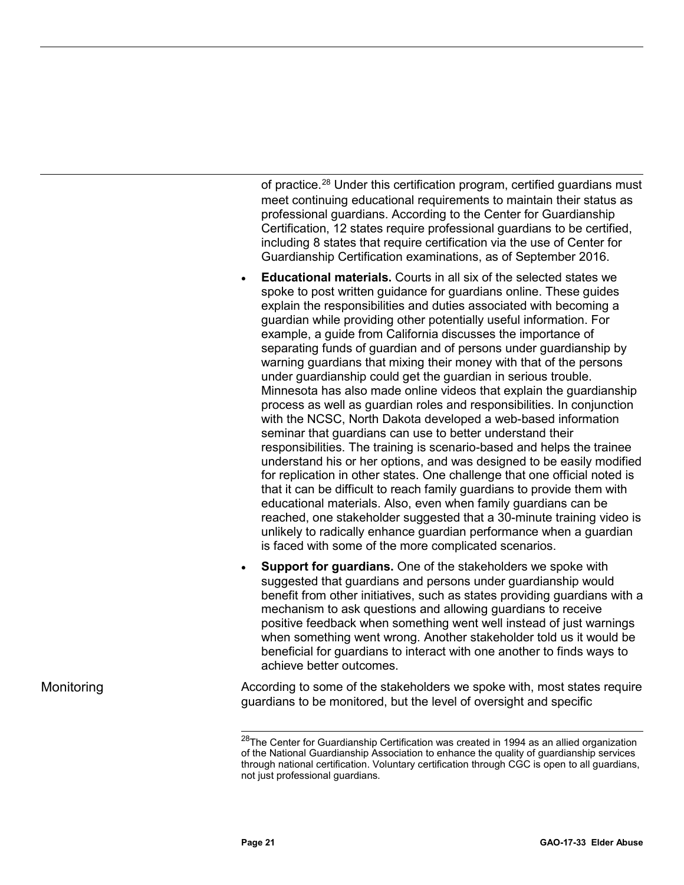of practice.[28] Under this certification program, certified guardians must meet continuing educational requirements to maintain their status as professional guardians. According to the Center for Guardianship Certification, 12 states require professional guardians to be certified, including 8 states that require certification via the use of Center for Guardianship Certification examinations, as of September 2016.

- **Educational materials.** Courts in all six of the selected states we spoke to post written guidance for guardians online. These guides explain the responsibilities and duties associated with becoming a guardian while providing other potentially useful information. For example, a guide from California discusses the importance of separating funds of guardian and of persons under guardianship by warning guardians that mixing their money with that of the persons under guardianship could get the guardian in serious trouble. Minnesota has also made online videos that explain the guardianship process as well as guardian roles and responsibilities. In conjunction with the NCSC, North Dakota developed a web-based information seminar that guardians can use to better understand their responsibilities. The training is scenario-based and helps the trainee understand his or her options, and was designed to be easily modified for replication in other states. One challenge that one official noted is that it can be difficult to reach family guardians to provide them with educational materials. Also, even when family guardians can be reached, one stakeholder suggested that a 30-minute training video is unlikely to radically enhance guardian performance when a guardian is faced with some of the more complicated scenarios.
- **Support for guardians.** One of the stakeholders we spoke with suggested that guardians and persons under guardianship would benefit from other initiatives, such as states providing guardians with a mechanism to ask questions and allowing guardians to receive positive feedback when something went well instead of just warnings when something went wrong. Another stakeholder told us it would be beneficial for guardians to interact with one another to finds ways to achieve better outcomes.

## Monitoring

According to some of the stakeholders we spoke with, most states require guardians to be monitored, but the level of oversight and specific

[28] The Center for Guardianship Certification was created in 1994 as an allied organization of the National Guardianship Association to enhance the quality of guardianship services through national certification. Voluntary certification through CGC is open to all guardians, not just professional guardians.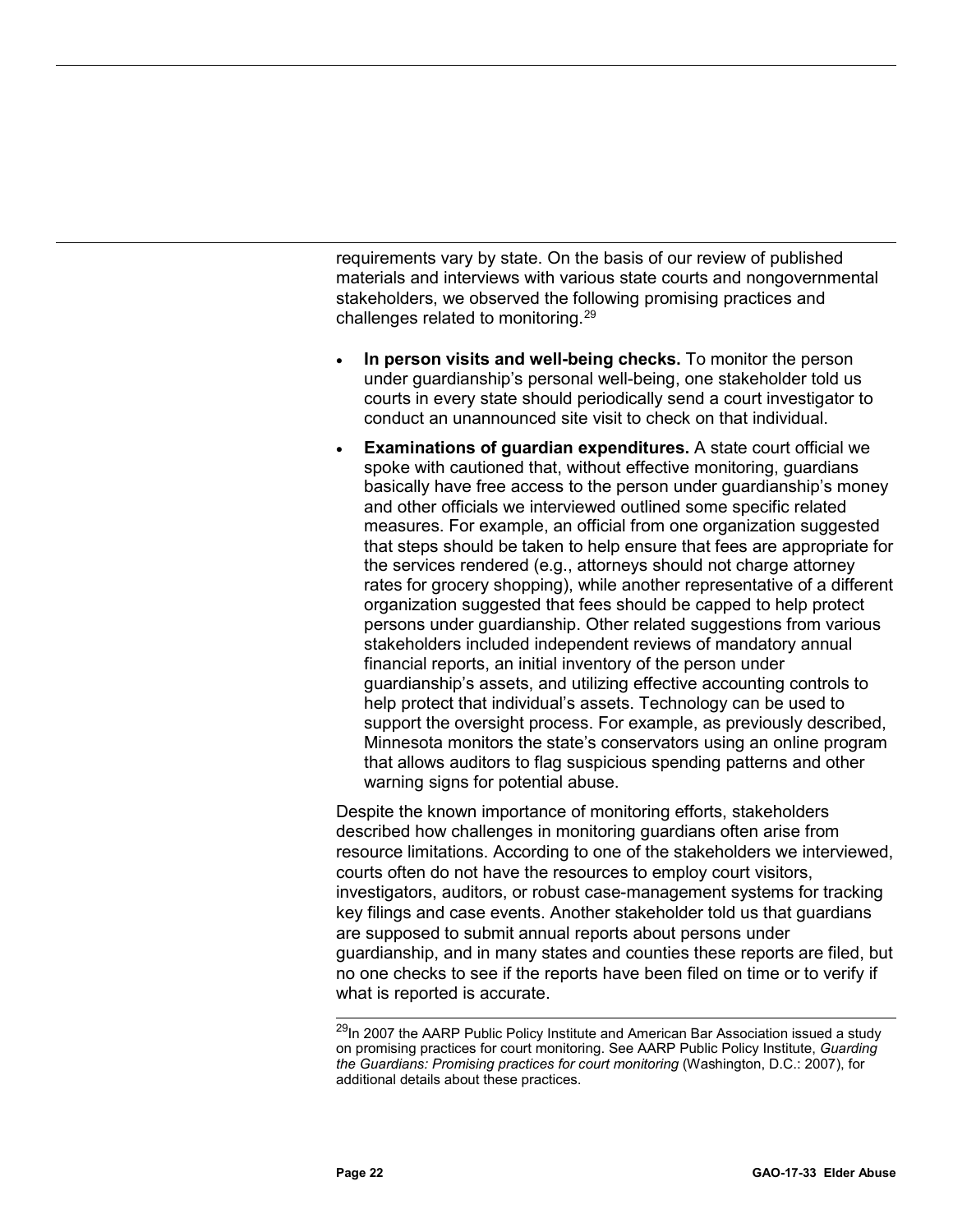requirements vary by state. On the basis of our review of published materials and interviews with various state courts and nongovernmental stakeholders, we observed the following promising practices and challenges related to monitoring.[29]

- **In person visits and well-being checks.** To monitor the person under guardianship's personal well-being, one stakeholder told us courts in every state should periodically send a court investigator to conduct an unannounced site visit to check on that individual.
- **Examinations of guardian expenditures.** A state court official we spoke with cautioned that, without effective monitoring, guardians basically have free access to the person under guardianship's money and other officials we interviewed outlined some specific related measures. For example, an official from one organization suggested that steps should be taken to help ensure that fees are appropriate for the services rendered (e.g., attorneys should not charge attorney rates for grocery shopping), while another representative of a different organization suggested that fees should be capped to help protect persons under guardianship. Other related suggestions from various stakeholders included independent reviews of mandatory annual financial reports, an initial inventory of the person under guardianship's assets, and utilizing effective accounting controls to help protect that individual's assets. Technology can be used to support the oversight process. For example, as previously described, Minnesota monitors the state's conservators using an online program that allows auditors to flag suspicious spending patterns and other warning signs for potential abuse.

Despite the known importance of monitoring efforts, stakeholders described how challenges in monitoring guardians often arise from resource limitations. According to one of the stakeholders we interviewed, courts often do not have the resources to employ court visitors, investigators, auditors, or robust case-management systems for tracking key filings and case events. Another stakeholder told us that guardians are supposed to submit annual reports about persons under guardianship, and in many states and counties these reports are filed, but no one checks to see if the reports have been filed on time or to verify if what is reported is accurate.

[29] In 2007 the AARP Public Policy Institute and American Bar Association issued a study on promising practices for court monitoring. See AARP Public Policy Institute, *Guarding the Guardians: Promising practices for court monitoring* (Washington, D.C.: 2007), for additional details about these practices.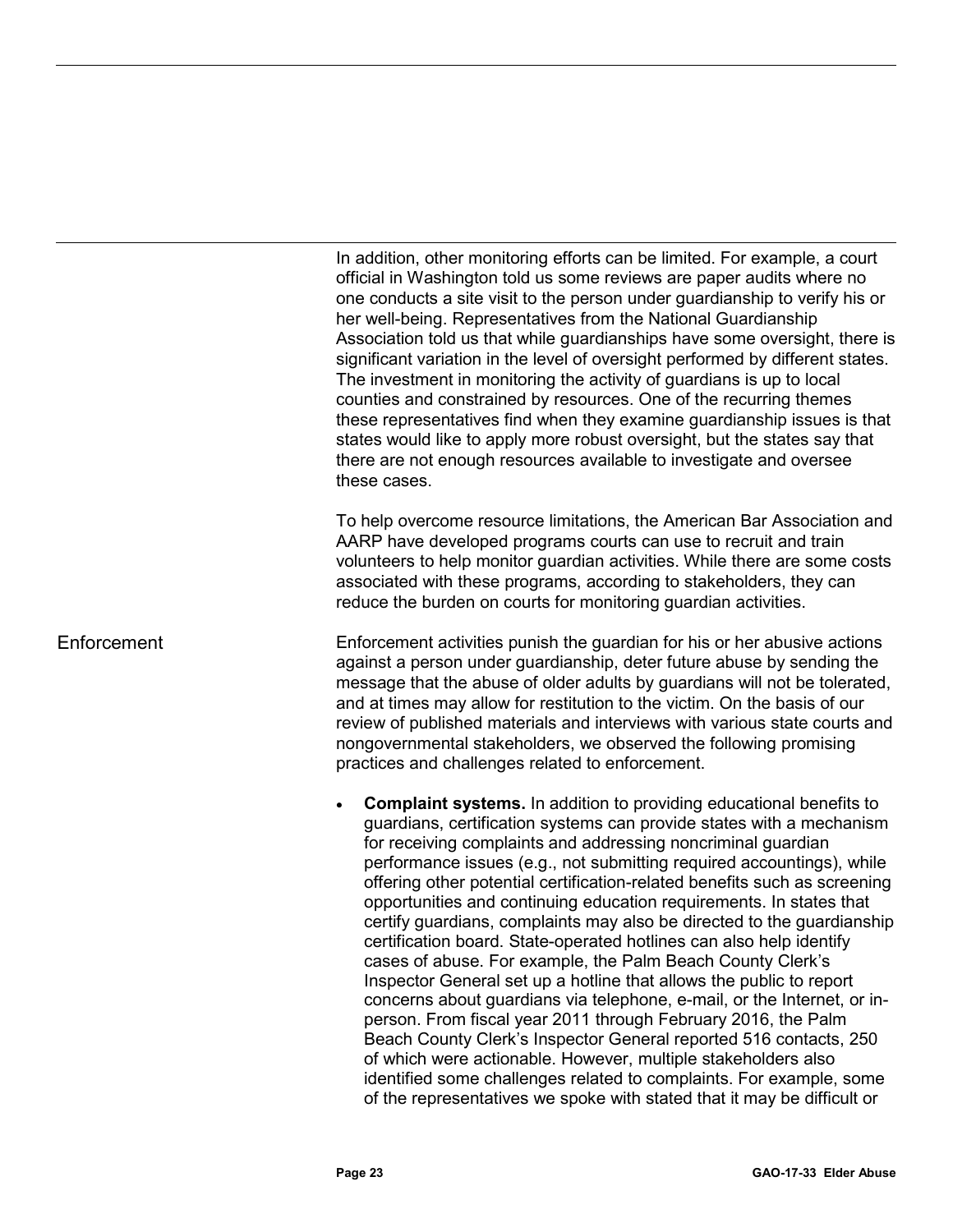In addition, other monitoring efforts can be limited. For example, a court official in Washington told us some reviews are paper audits where no one conducts a site visit to the person under guardianship to verify his or her well-being. Representatives from the National Guardianship Association told us that while guardianships have some oversight, there is significant variation in the level of oversight performed by different states. The investment in monitoring the activity of guardians is up to local counties and constrained by resources. One of the recurring themes these representatives find when they examine guardianship issues is that states would like to apply more robust oversight, but the states say that there are not enough resources available to investigate and oversee these cases.

To help overcome resource limitations, the American Bar Association and AARP have developed programs courts can use to recruit and train volunteers to help monitor guardian activities. While there are some costs associated with these programs, according to stakeholders, they can reduce the burden on courts for monitoring guardian activities.

## Enforcement

Enforcement activities punish the guardian for his or her abusive actions against a person under guardianship, deter future abuse by sending the message that the abuse of older adults by guardians will not be tolerated, and at times may allow for restitution to the victim. On the basis of our review of published materials and interviews with various state courts and nongovernmental stakeholders, we observed the following promising practices and challenges related to enforcement.

- **Complaint systems.** In addition to providing educational benefits to guardians, certification systems can provide states with a mechanism for receiving complaints and addressing noncriminal guardian performance issues (e.g., not submitting required accountings), while offering other potential certification-related benefits such as screening opportunities and continuing education requirements. In states that certify guardians, complaints may also be directed to the guardianship certification board. State-operated hotlines can also help identify cases of abuse. For example, the Palm Beach County Clerk's Inspector General set up a hotline that allows the public to report concerns about guardians via telephone, e-mail, or the Internet, or in-person. From fiscal year 2011 through February 2016, the Palm Beach County Clerk's Inspector General reported 516 contacts, 250 of which were actionable. However, multiple stakeholders also identified some challenges related to complaints. For example, some of the representatives we spoke with stated that it may be difficult or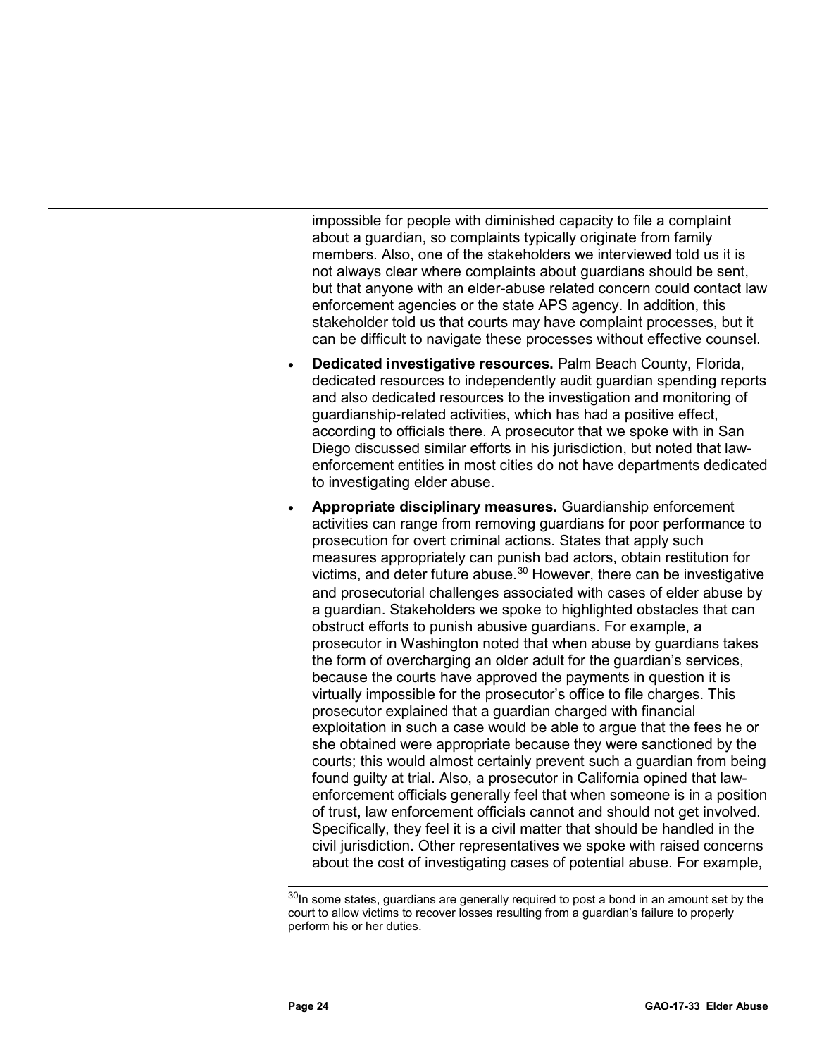impossible for people with diminished capacity to file a complaint about a guardian, so complaints typically originate from family members. Also, one of the stakeholders we interviewed told us it is not always clear where complaints about guardians should be sent, but that anyone with an elder-abuse related concern could contact law enforcement agencies or the state APS agency. In addition, this stakeholder told us that courts may have complaint processes, but it can be difficult to navigate these processes without effective counsel.

- **Dedicated investigative resources.** Palm Beach County, Florida, dedicated resources to independently audit guardian spending reports and also dedicated resources to the investigation and monitoring of guardianship-related activities, which has had a positive effect, according to officials there. A prosecutor that we spoke with in San Diego discussed similar efforts in his jurisdiction, but noted that law-enforcement entities in most cities do not have departments dedicated to investigating elder abuse.
- **Appropriate disciplinary measures.** Guardianship enforcement activities can range from removing guardians for poor performance to prosecution for overt criminal actions. States that apply such measures appropriately can punish bad actors, obtain restitution for victims, and deter future abuse.[30] However, there can be investigative and prosecutorial challenges associated with cases of elder abuse by a guardian. Stakeholders we spoke to highlighted obstacles that can obstruct efforts to punish abusive guardians. For example, a prosecutor in Washington noted that when abuse by guardians takes the form of overcharging an older adult for the guardian's services, because the courts have approved the payments in question it is virtually impossible for the prosecutor's office to file charges. This prosecutor explained that a guardian charged with financial exploitation in such a case would be able to argue that the fees he or she obtained were appropriate because they were sanctioned by the courts; this would almost certainly prevent such a guardian from being found guilty at trial. Also, a prosecutor in California opined that law-enforcement officials generally feel that when someone is in a position of trust, law enforcement officials cannot and should not get involved. Specifically, they feel it is a civil matter that should be handled in the civil jurisdiction. Other representatives we spoke with raised concerns about the cost of investigating cases of potential abuse. For example,

[30] In some states, guardians are generally required to post a bond in an amount set by the court to allow victims to recover losses resulting from a guardian's failure to properly perform his or her duties.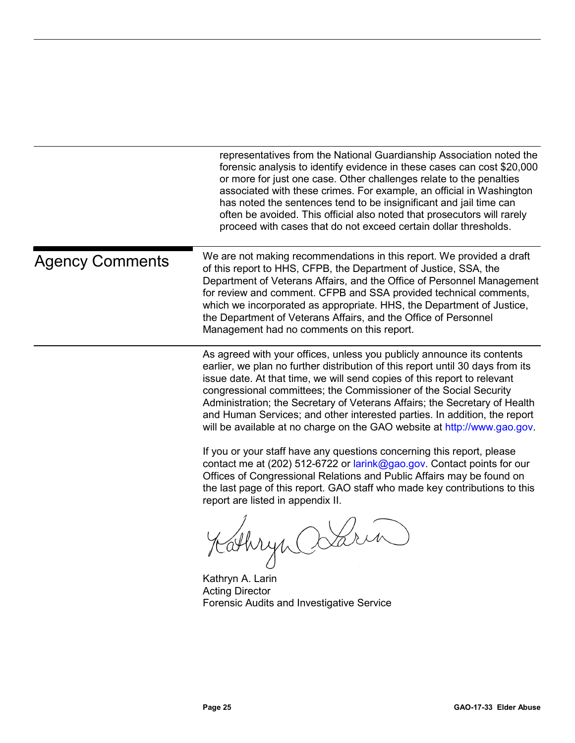representatives from the National Guardianship Association noted the forensic analysis to identify evidence in these cases can cost $20,000 or more for just one case. Other challenges relate to the penalties associated with these crimes. For example, an official in Washington has noted the sentences tend to be insignificant and jail time can often be avoided. This official also noted that prosecutors will rarely proceed with cases that do not exceed certain dollar thresholds.

## Agency Comments

We are not making recommendations in this report. We provided a draft of this report to HHS, CFPB, the Department of Justice, SSA, the Department of Veterans Affairs, and the Office of Personnel Management for review and comment. CFPB and SSA provided technical comments, which we incorporated as appropriate. HHS, the Department of Justice, the Department of Veterans Affairs, and the Office of Personnel Management had no comments on this report.

As agreed with your offices, unless you publicly announce its contents earlier, we plan no further distribution of this report until 30 days from its issue date. At that time, we will send copies of this report to relevant congressional committees; the Commissioner of the Social Security Administration; the Secretary of Veterans Affairs; the Secretary of Health and Human Services; and other interested parties. In addition, the report will be available at no charge on the GAO website at http://www.gao.gov.

If you or your staff have any questions concerning this report, please contact me at (202) 512-6722 or larink@gao.gov. Contact points for our Offices of Congressional Relations and Public Affairs may be found on the last page of this report. GAO staff who made key contributions to this report are listed in appendix II.

Kathryn A. Larin
Acting Director
Forensic Audits and Investigative Service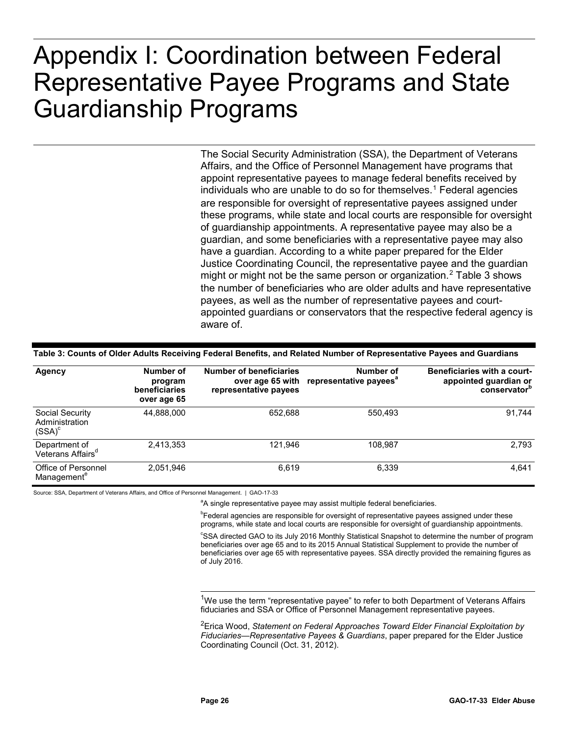# Appendix I: Coordination between Federal Representative Payee Programs and State Guardianship Programs

The Social Security Administration (SSA), the Department of Veterans Affairs, and the Office of Personnel Management have programs that appoint representative payees to manage federal benefits received by individuals who are unable to do so for themselves.[1] Federal agencies are responsible for oversight of representative payees assigned under these programs, while state and local courts are responsible for oversight of guardianship appointments. A representative payee may also be a guardian, and some beneficiaries with a representative payee may also have a guardian. According to a white paper prepared for the Elder Justice Coordinating Council, the representative payee and the guardian might or might not be the same person or organization.[2] Table 3 shows the number of beneficiaries who are older adults and have representative payees, as well as the number of representative payees and court-appointed guardians or conservators that the respective federal agency is aware of.

**Table 3: Counts of Older Adults Receiving Federal Benefits, and Related Number of Representative Payees and Guardians**

| Agency | Number of program beneficiaries over age 65 | Number of beneficiaries over age 65 with representative payees | Number of representative payees[a] | Beneficiaries with a court-appointed guardian or conservator[b] |
|---|---|---|---|---|
| Social Security Administration (SSA)[c] | 44,888,000 | 652,688 | 550,493 | 91,744 |
| Department of Veterans Affairs[d] | 2,413,353 | 121,946 | 108,987 | 2,793 |
| Office of Personnel Management[e] | 2,051,946 | 6,619 | 6,339 | 4,641 |

Source: SSA, Department of Veterans Affairs, and Office of Personnel Management. | GAO-17-33

[a]A single representative payee may assist multiple federal beneficiaries.

[b]Federal agencies are responsible for oversight of representative payees assigned under these programs, while state and local courts are responsible for oversight of guardianship appointments.

[c]SSA directed GAO to its July 2016 Monthly Statistical Snapshot to determine the number of program beneficiaries over age 65 and to its 2015 Annual Statistical Supplement to provide the number of beneficiaries over age 65 with representative payees. SSA directly provided the remaining figures as of July 2016.

---

[1]We use the term "representative payee" to refer to both Department of Veterans Affairs fiduciaries and SSA or Office of Personnel Management representative payees.

[2]Erica Wood, *Statement on Federal Approaches Toward Elder Financial Exploitation by Fiduciaries—Representative Payees & Guardians*, paper prepared for the Elder Justice Coordinating Council (Oct. 31, 2012).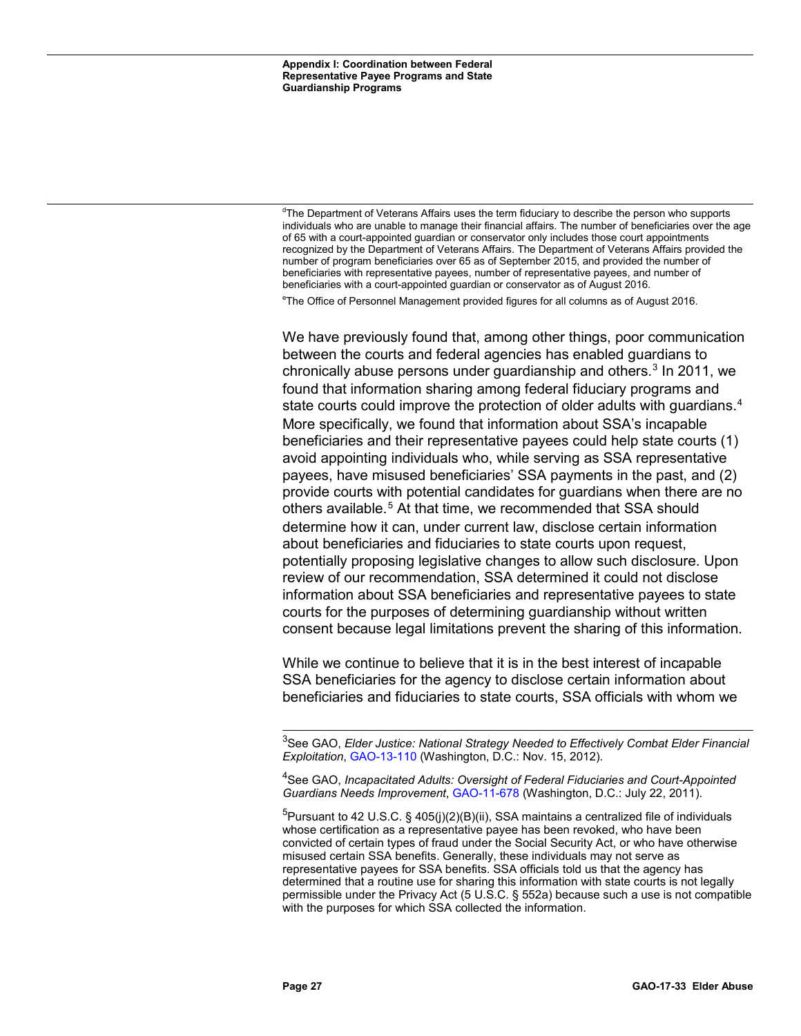[d]The Department of Veterans Affairs uses the term fiduciary to describe the person who supports individuals who are unable to manage their financial affairs. The number of beneficiaries over the age of 65 with a court-appointed guardian or conservator only includes those court appointments recognized by the Department of Veterans Affairs. The Department of Veterans Affairs provided the number of program beneficiaries over 65 as of September 2015, and provided the number of beneficiaries with representative payees, number of representative payees, and number of beneficiaries with a court-appointed guardian or conservator as of August 2016.

[e]The Office of Personnel Management provided figures for all columns as of August 2016.

We have previously found that, among other things, poor communication between the courts and federal agencies has enabled guardians to chronically abuse persons under guardianship and others.[3] In 2011, we found that information sharing among federal fiduciary programs and state courts could improve the protection of older adults with guardians.[4] More specifically, we found that information about SSA's incapable beneficiaries and their representative payees could help state courts (1) avoid appointing individuals who, while serving as SSA representative payees, have misused beneficiaries' SSA payments in the past, and (2) provide courts with potential candidates for guardians when there are no others available.[5] At that time, we recommended that SSA should determine how it can, under current law, disclose certain information about beneficiaries and fiduciaries to state courts upon request, potentially proposing legislative changes to allow such disclosure. Upon review of our recommendation, SSA determined it could not disclose information about SSA beneficiaries and representative payees to state courts for the purposes of determining guardianship without written consent because legal limitations prevent the sharing of this information.

While we continue to believe that it is in the best interest of incapable SSA beneficiaries for the agency to disclose certain information about beneficiaries and fiduciaries to state courts, SSA officials with whom we

[3]See GAO, *Elder Justice: National Strategy Needed to Effectively Combat Elder Financial Exploitation*, GAO-13-110 (Washington, D.C.: Nov. 15, 2012).

[4]See GAO, *Incapacitated Adults: Oversight of Federal Fiduciaries and Court-Appointed Guardians Needs Improvement*, GAO-11-678 (Washington, D.C.: July 22, 2011).

[5]Pursuant to 42 U.S.C. § 405(j)(2)(B)(ii), SSA maintains a centralized file of individuals whose certification as a representative payee has been revoked, who have been convicted of certain types of fraud under the Social Security Act, or who have otherwise misused certain SSA benefits. Generally, these individuals may not serve as representative payees for SSA benefits. SSA officials told us that the agency has determined that a routine use for sharing this information with state courts is not legally permissible under the Privacy Act (5 U.S.C. § 552a) because such a use is not compatible with the purposes for which SSA collected the information.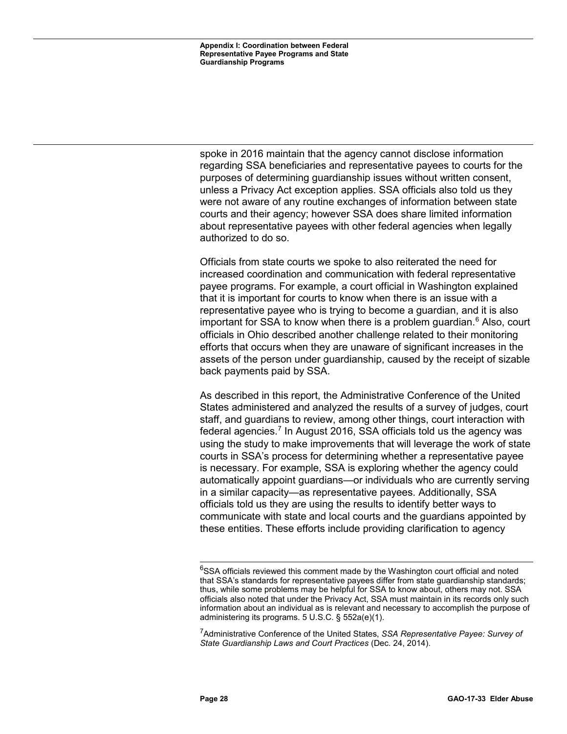spoke in 2016 maintain that the agency cannot disclose information regarding SSA beneficiaries and representative payees to courts for the purposes of determining guardianship issues without written consent, unless a Privacy Act exception applies. SSA officials also told us they were not aware of any routine exchanges of information between state courts and their agency; however SSA does share limited information about representative payees with other federal agencies when legally authorized to do so.

Officials from state courts we spoke to also reiterated the need for increased coordination and communication with federal representative payee programs. For example, a court official in Washington explained that it is important for courts to know when there is an issue with a representative payee who is trying to become a guardian, and it is also important for SSA to know when there is a problem guardian.[6] Also, court officials in Ohio described another challenge related to their monitoring efforts that occurs when they are unaware of significant increases in the assets of the person under guardianship, caused by the receipt of sizable back payments paid by SSA.

As described in this report, the Administrative Conference of the United States administered and analyzed the results of a survey of judges, court staff, and guardians to review, among other things, court interaction with federal agencies.[7] In August 2016, SSA officials told us the agency was using the study to make improvements that will leverage the work of state courts in SSA's process for determining whether a representative payee is necessary. For example, SSA is exploring whether the agency could automatically appoint guardians—or individuals who are currently serving in a similar capacity—as representative payees. Additionally, SSA officials told us they are using the results to identify better ways to communicate with state and local courts and the guardians appointed by these entities. These efforts include providing clarification to agency

---

[6] SSA officials reviewed this comment made by the Washington court official and noted that SSA's standards for representative payees differ from state guardianship standards; thus, while some problems may be helpful for SSA to know about, others may not. SSA officials also noted that under the Privacy Act, SSA must maintain in its records only such information about an individual as is relevant and necessary to accomplish the purpose of administering its programs. 5 U.S.C. § 552a(e)(1).

[7] Administrative Conference of the United States, *SSA Representative Payee: Survey of State Guardianship Laws and Court Practices* (Dec. 24, 2014).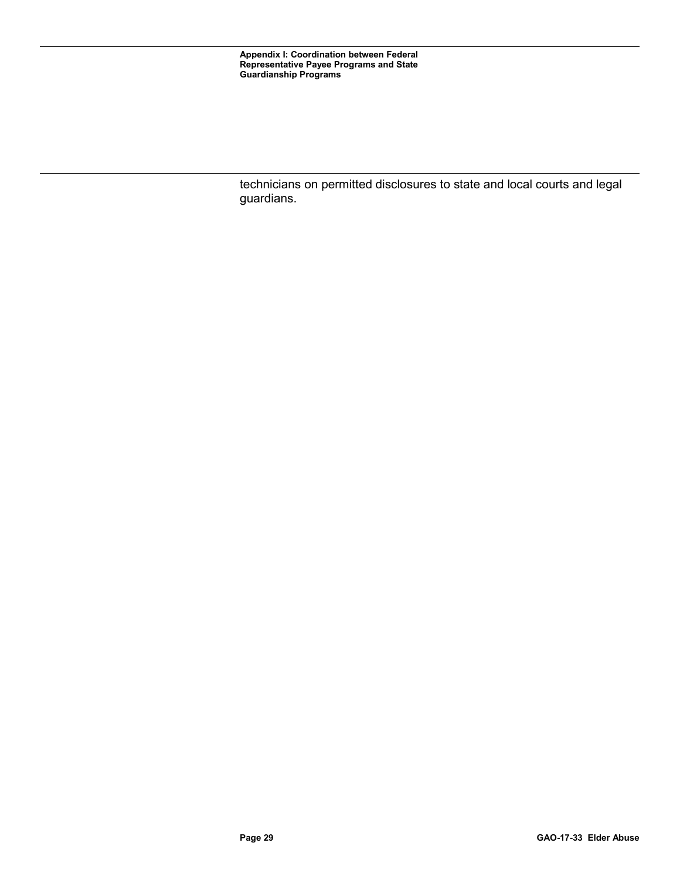technicians on permitted disclosures to state and local courts and legal guardians.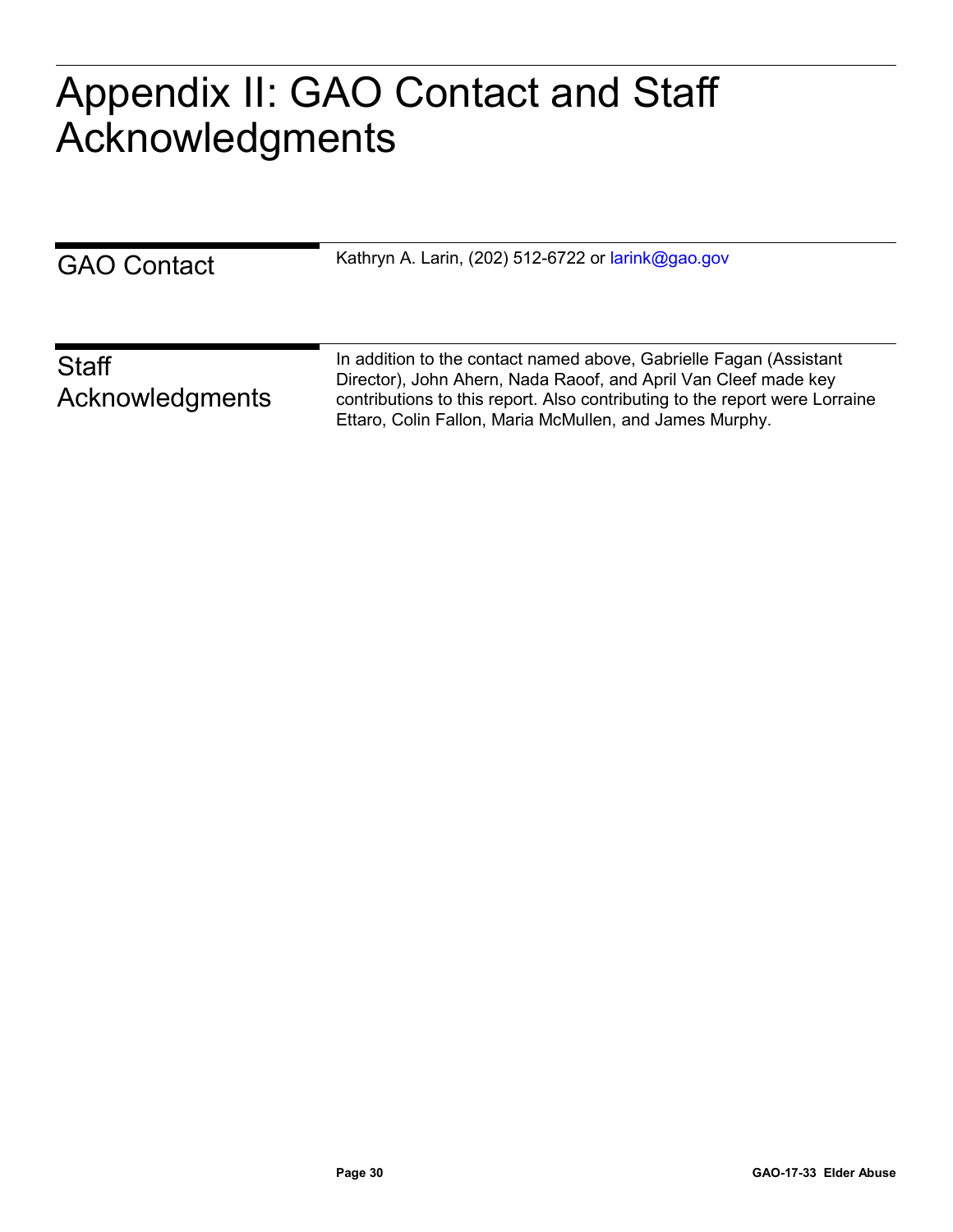# Appendix II: GAO Contact and Staff Acknowledgments

## GAO Contact

Kathryn A. Larin, (202) 512-6722 or larink@gao.gov

## Staff Acknowledgments

In addition to the contact named above, Gabrielle Fagan (Assistant Director), John Ahern, Nada Raoof, and April Van Cleef made key contributions to this report. Also contributing to the report were Lorraine Ettaro, Colin Fallon, Maria McMullen, and James Murphy.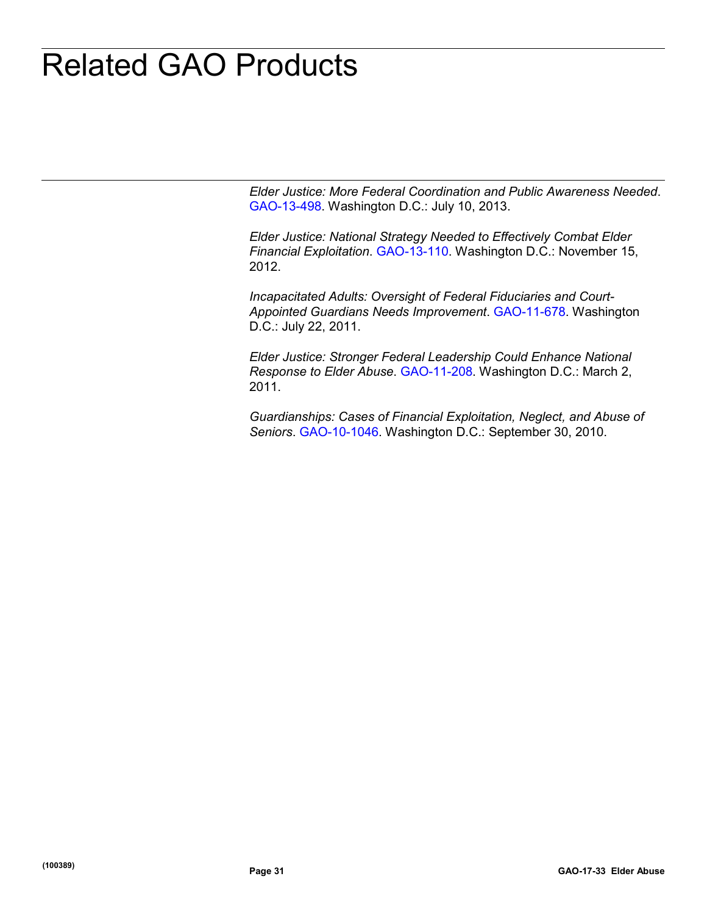# Related GAO Products

*Elder Justice: More Federal Coordination and Public Awareness Needed*. GAO-13-498. Washington D.C.: July 10, 2013.

*Elder Justice: National Strategy Needed to Effectively Combat Elder Financial Exploitation*. GAO-13-110. Washington D.C.: November 15, 2012.

*Incapacitated Adults: Oversight of Federal Fiduciaries and Court-Appointed Guardians Needs Improvement*. GAO-11-678. Washington D.C.: July 22, 2011.

*Elder Justice: Stronger Federal Leadership Could Enhance National Response to Elder Abuse*. GAO-11-208. Washington D.C.: March 2, 2011.

*Guardianships: Cases of Financial Exploitation, Neglect, and Abuse of Seniors*. GAO-10-1046. Washington D.C.: September 30, 2010.

(100389)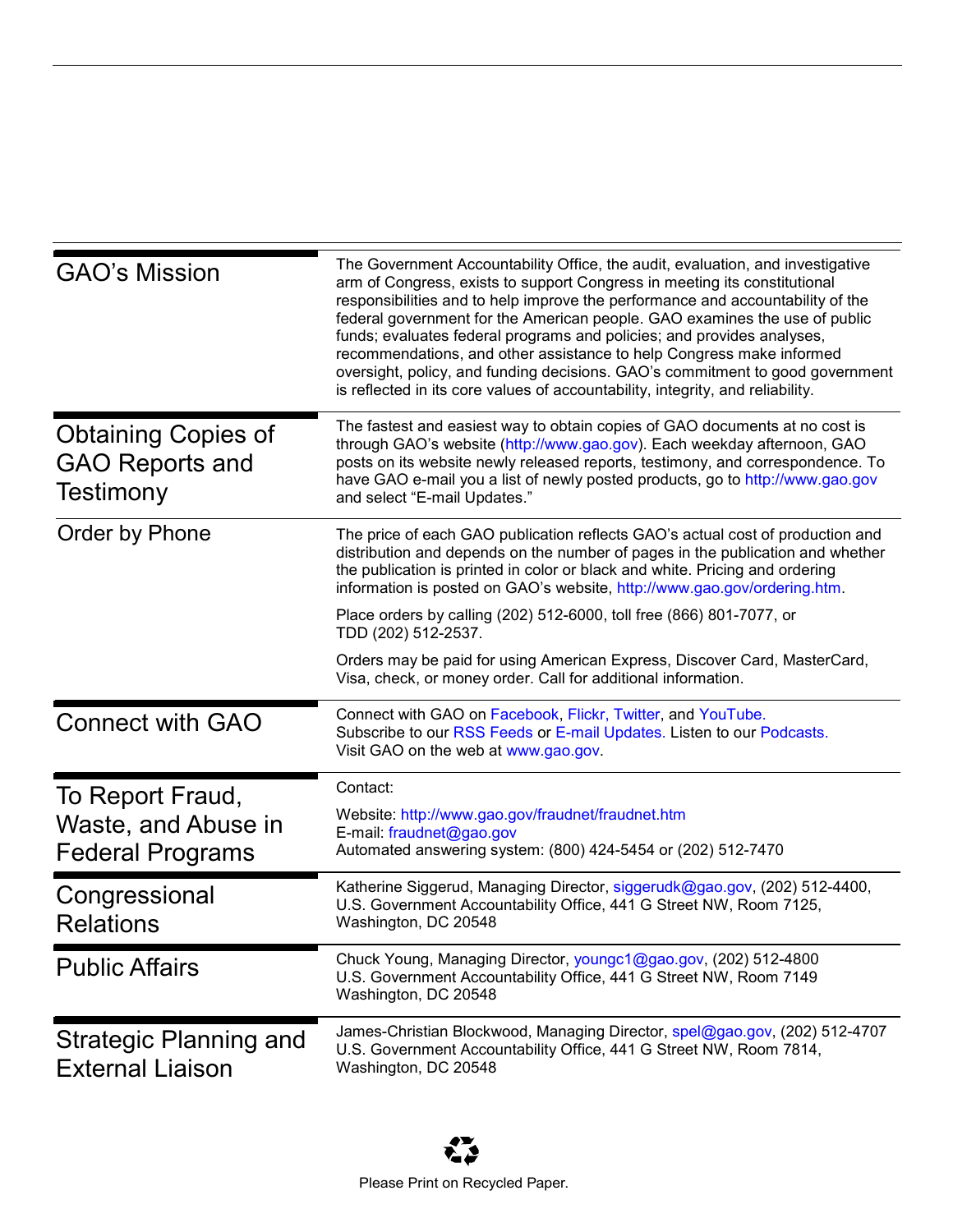## GAO's Mission

The Government Accountability Office, the audit, evaluation, and investigative arm of Congress, exists to support Congress in meeting its constitutional responsibilities and to help improve the performance and accountability of the federal government for the American people. GAO examines the use of public funds; evaluates federal programs and policies; and provides analyses, recommendations, and other assistance to help Congress make informed oversight, policy, and funding decisions. GAO's commitment to good government is reflected in its core values of accountability, integrity, and reliability.

## Obtaining Copies of GAO Reports and Testimony

The fastest and easiest way to obtain copies of GAO documents at no cost is through GAO's website (http://www.gao.gov). Each weekday afternoon, GAO posts on its website newly released reports, testimony, and correspondence. To have GAO e-mail you a list of newly posted products, go to http://www.gao.gov and select "E-mail Updates."

### Order by Phone

The price of each GAO publication reflects GAO's actual cost of production and distribution and depends on the number of pages in the publication and whether the publication is printed in color or black and white. Pricing and ordering information is posted on GAO's website, http://www.gao.gov/ordering.htm.

Place orders by calling (202) 512-6000, toll free (866) 801-7077, or TDD (202) 512-2537.

Orders may be paid for using American Express, Discover Card, MasterCard, Visa, check, or money order. Call for additional information.

## Connect with GAO

Connect with GAO on Facebook, Flickr, Twitter, and YouTube.
Subscribe to our RSS Feeds or E-mail Updates. Listen to our Podcasts.
Visit GAO on the web at www.gao.gov.

## To Report Fraud, Waste, and Abuse in Federal Programs

Contact:

Website: http://www.gao.gov/fraudnet/fraudnet.htm
E-mail: fraudnet@gao.gov
Automated answering system: (800) 424-5454 or (202) 512-7470

## Congressional Relations

Katherine Siggerud, Managing Director, siggerudk@gao.gov, (202) 512-4400, U.S. Government Accountability Office, 441 G Street NW, Room 7125, Washington, DC 20548

## Public Affairs

Chuck Young, Managing Director, youngc1@gao.gov, (202) 512-4800
U.S. Government Accountability Office, 441 G Street NW, Room 7149
Washington, DC 20548

## Strategic Planning and External Liaison

James-Christian Blockwood, Managing Director, spel@gao.gov, (202) 512-4707
U.S. Government Accountability Office, 441 G Street NW, Room 7814, Washington, DC 20548

Please Print on Recycled Paper.